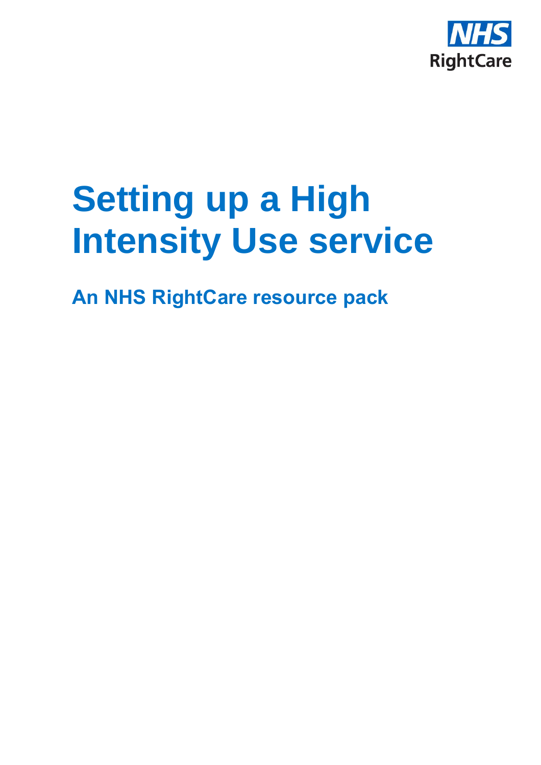NHS RightCare

# Setting up a High Intensity Use service

## An NHS RightCare resource pack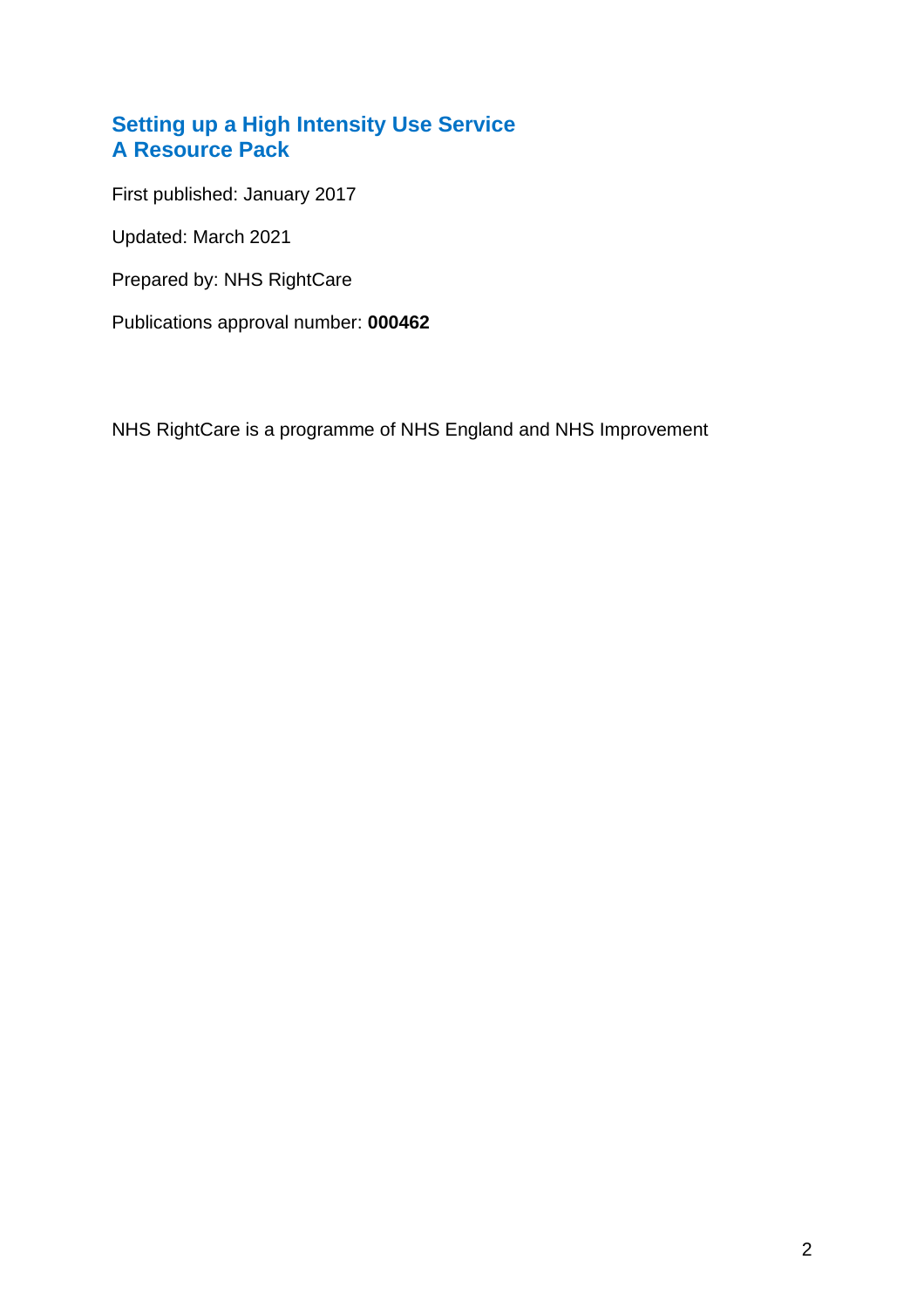# Setting up a High Intensity Use Service
# A Resource Pack

First published: January 2017

Updated: March 2021

Prepared by: NHS RightCare

Publications approval number: **000462**

NHS RightCare is a programme of NHS England and NHS Improvement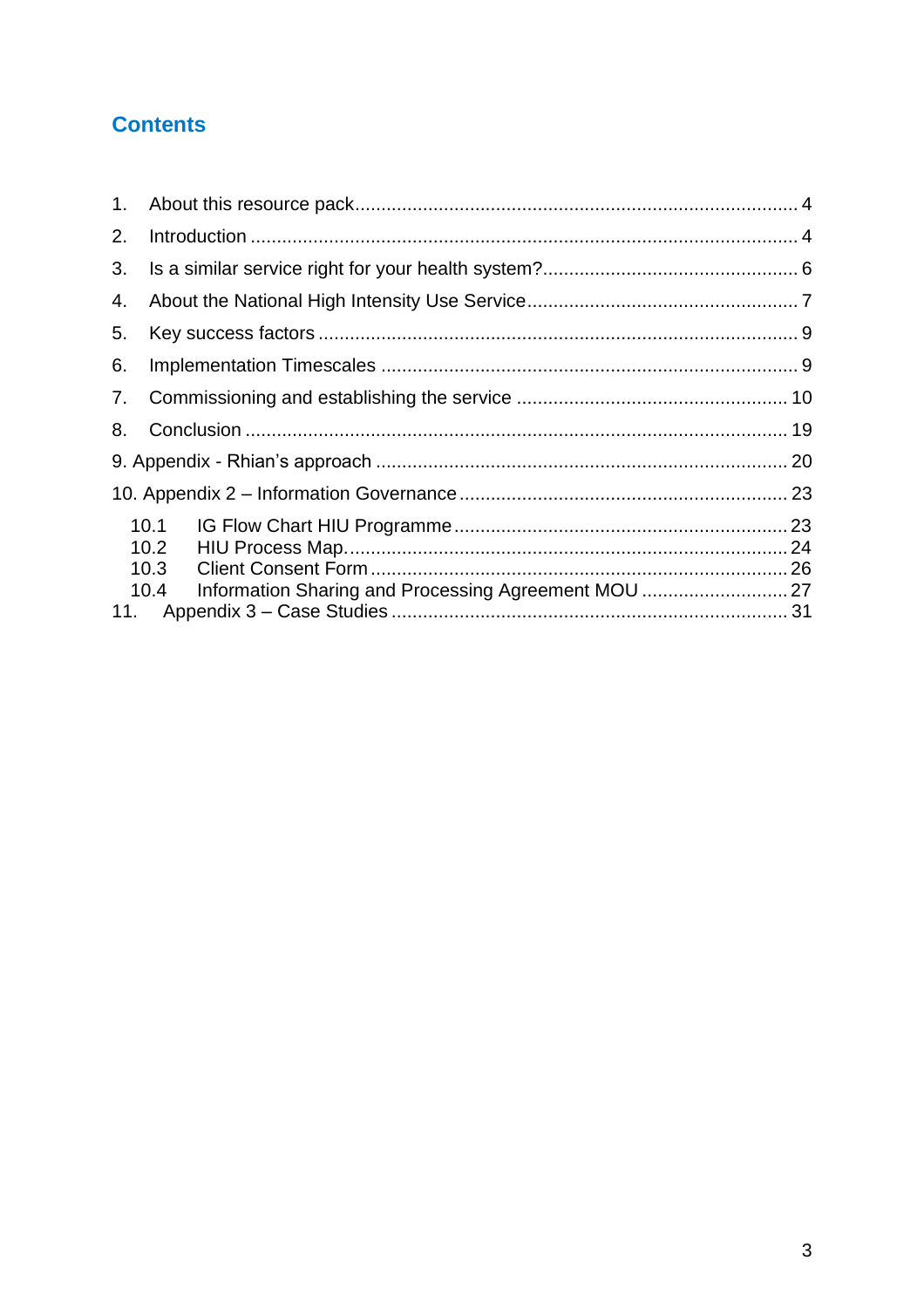## Contents

1. About this resource pack .................................................................................... 4
2. Introduction ........................................................................................................ 4
3. Is a similar service right for your health system? ................................................ 6
4. About the National High Intensity Use Service .................................................... 7
5. Key success factors ............................................................................................ 9
6. Implementation Timescales ................................................................................ 9
7. Commissioning and establishing the service .................................................... 10
8. Conclusion ....................................................................................................... 19

9. Appendix - Rhian's approach ............................................................................. 20

10. Appendix 2 – Information Governance ............................................................. 23

- 10.1 IG Flow Chart HIU Programme ................................................................ 23
- 10.2 HIU Process Map. .................................................................................... 24
- 10.3 Client Consent Form ................................................................................ 26
- 10.4 Information Sharing and Processing Agreement MOU ............................ 27

11. Appendix 3 – Case Studies ........................................................................... 31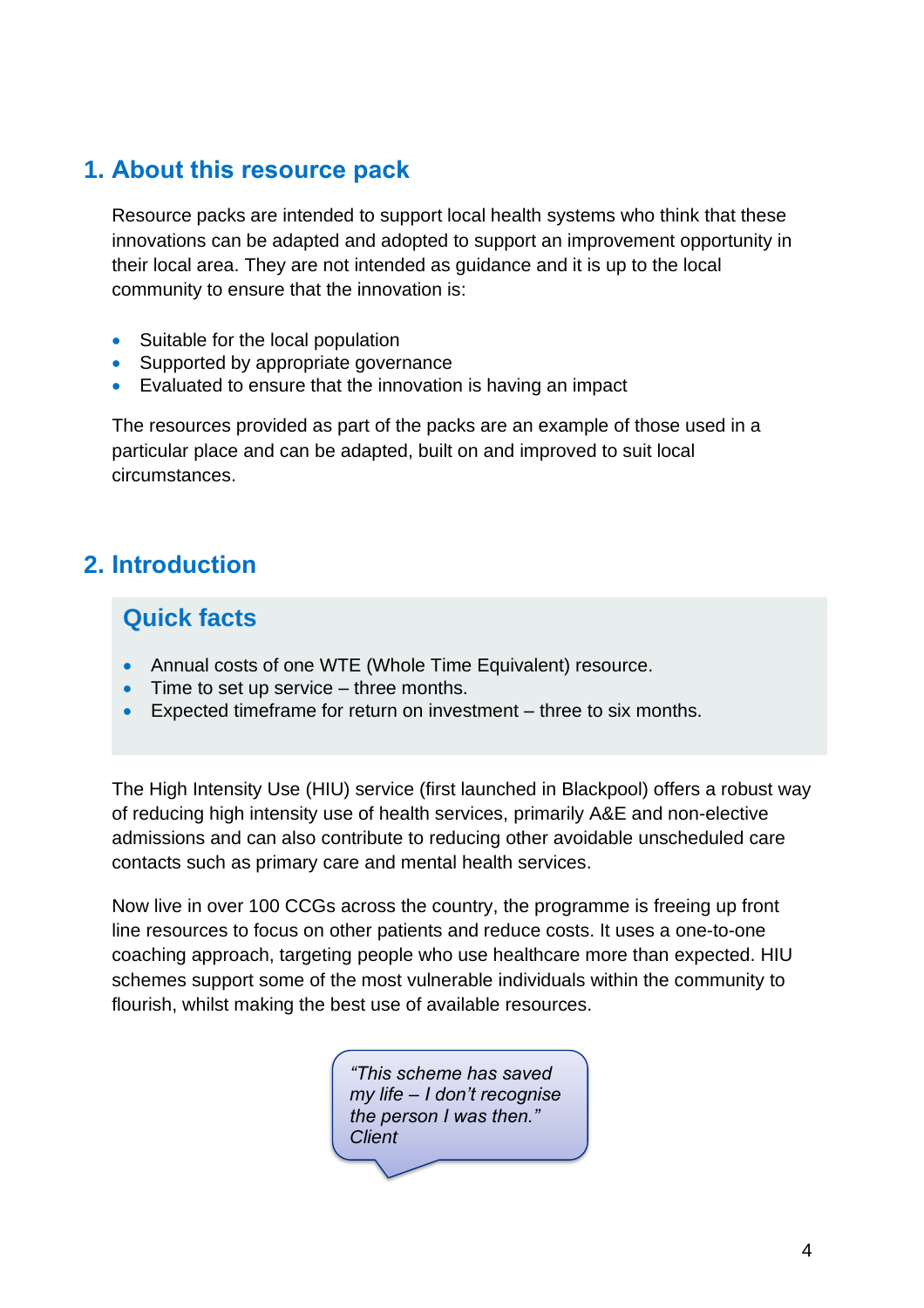## 1. About this resource pack

Resource packs are intended to support local health systems who think that these innovations can be adapted and adopted to support an improvement opportunity in their local area. They are not intended as guidance and it is up to the local community to ensure that the innovation is:

- Suitable for the local population
- Supported by appropriate governance
- Evaluated to ensure that the innovation is having an impact

The resources provided as part of the packs are an example of those used in a particular place and can be adapted, built on and improved to suit local circumstances.

## 2. Introduction

### Quick facts

- Annual costs of one WTE (Whole Time Equivalent) resource.
- Time to set up service – three months.
- Expected timeframe for return on investment – three to six months.

The High Intensity Use (HIU) service (first launched in Blackpool) offers a robust way of reducing high intensity use of health services, primarily A&E and non-elective admissions and can also contribute to reducing other avoidable unscheduled care contacts such as primary care and mental health services.

Now live in over 100 CCGs across the country, the programme is freeing up front line resources to focus on other patients and reduce costs. It uses a one-to-one coaching approach, targeting people who use healthcare more than expected. HIU schemes support some of the most vulnerable individuals within the community to flourish, whilst making the best use of available resources.

*"This scheme has saved my life – I don't recognise the person I was then." Client*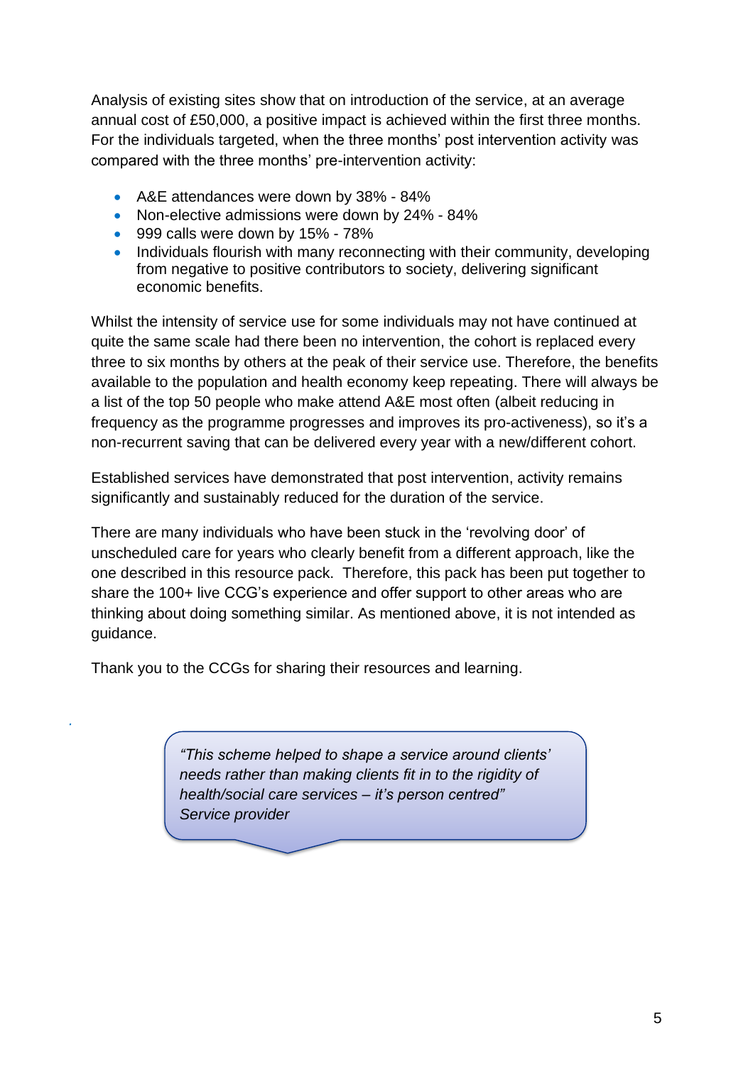Analysis of existing sites show that on introduction of the service, at an average annual cost of £50,000, a positive impact is achieved within the first three months. For the individuals targeted, when the three months' post intervention activity was compared with the three months' pre-intervention activity:

- A&E attendances were down by 38% - 84%
- Non-elective admissions were down by 24% - 84%
- 999 calls were down by 15% - 78%
- Individuals flourish with many reconnecting with their community, developing from negative to positive contributors to society, delivering significant economic benefits.

Whilst the intensity of service use for some individuals may not have continued at quite the same scale had there been no intervention, the cohort is replaced every three to six months by others at the peak of their service use. Therefore, the benefits available to the population and health economy keep repeating. There will always be a list of the top 50 people who make attend A&E most often (albeit reducing in frequency as the programme progresses and improves its pro-activeness), so it's a non-recurrent saving that can be delivered every year with a new/different cohort.

Established services have demonstrated that post intervention, activity remains significantly and sustainably reduced for the duration of the service.

There are many individuals who have been stuck in the 'revolving door' of unscheduled care for years who clearly benefit from a different approach, like the one described in this resource pack. Therefore, this pack has been put together to share the 100+ live CCG's experience and offer support to other areas who are thinking about doing something similar. As mentioned above, it is not intended as guidance.

Thank you to the CCGs for sharing their resources and learning.

> *"This scheme helped to shape a service around clients' needs rather than making clients fit in to the rigidity of health/social care services – it's person centred"*
> *Service provider*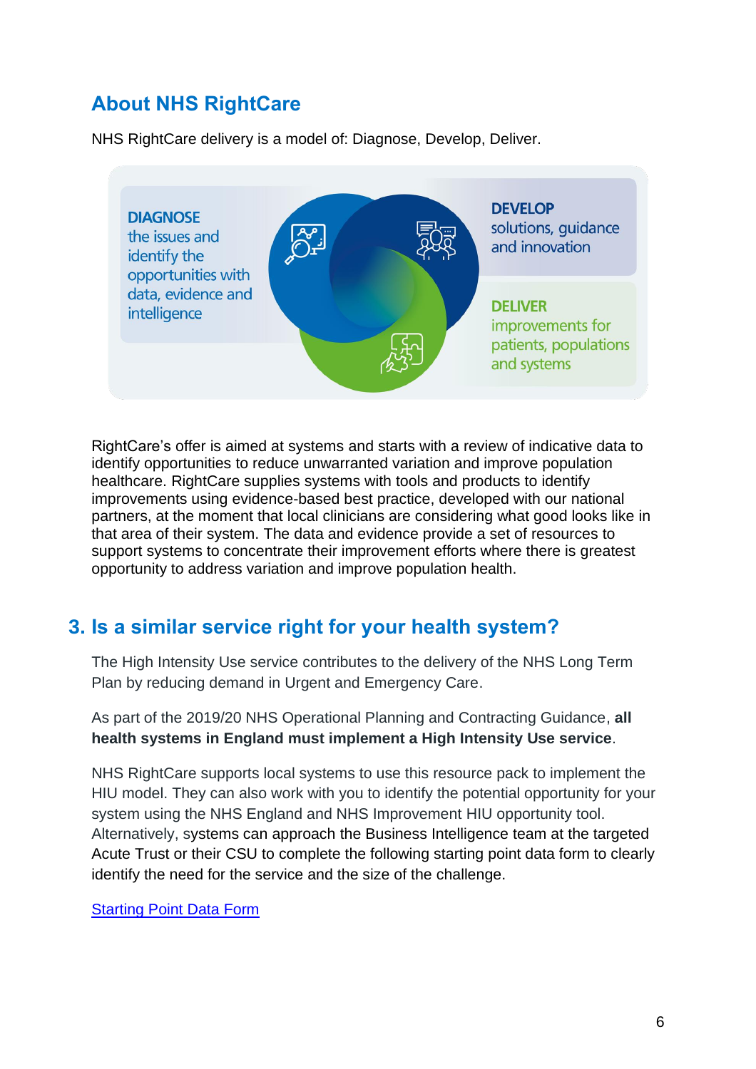## About NHS RightCare

NHS RightCare delivery is a model of: Diagnose, Develop, Deliver.

**DIAGNOSE** the issues and identify the opportunities with data, evidence and intelligence

**DEVELOP** solutions, guidance and innovation

**DELIVER** improvements for patients, populations and systems

RightCare's offer is aimed at systems and starts with a review of indicative data to identify opportunities to reduce unwarranted variation and improve population healthcare. RightCare supplies systems with tools and products to identify improvements using evidence-based best practice, developed with our national partners, at the moment that local clinicians are considering what good looks like in that area of their system. The data and evidence provide a set of resources to support systems to concentrate their improvement efforts where there is greatest opportunity to address variation and improve population health.

## 3. Is a similar service right for your health system?

The High Intensity Use service contributes to the delivery of the NHS Long Term Plan by reducing demand in Urgent and Emergency Care.

As part of the 2019/20 NHS Operational Planning and Contracting Guidance, **all health systems in England must implement a High Intensity Use service**.

NHS RightCare supports local systems to use this resource pack to implement the HIU model. They can also work with you to identify the potential opportunity for your system using the NHS England and NHS Improvement HIU opportunity tool. Alternatively, systems can approach the Business Intelligence team at the targeted Acute Trust or their CSU to complete the following starting point data form to clearly identify the need for the service and the size of the challenge.

[Starting Point Data Form]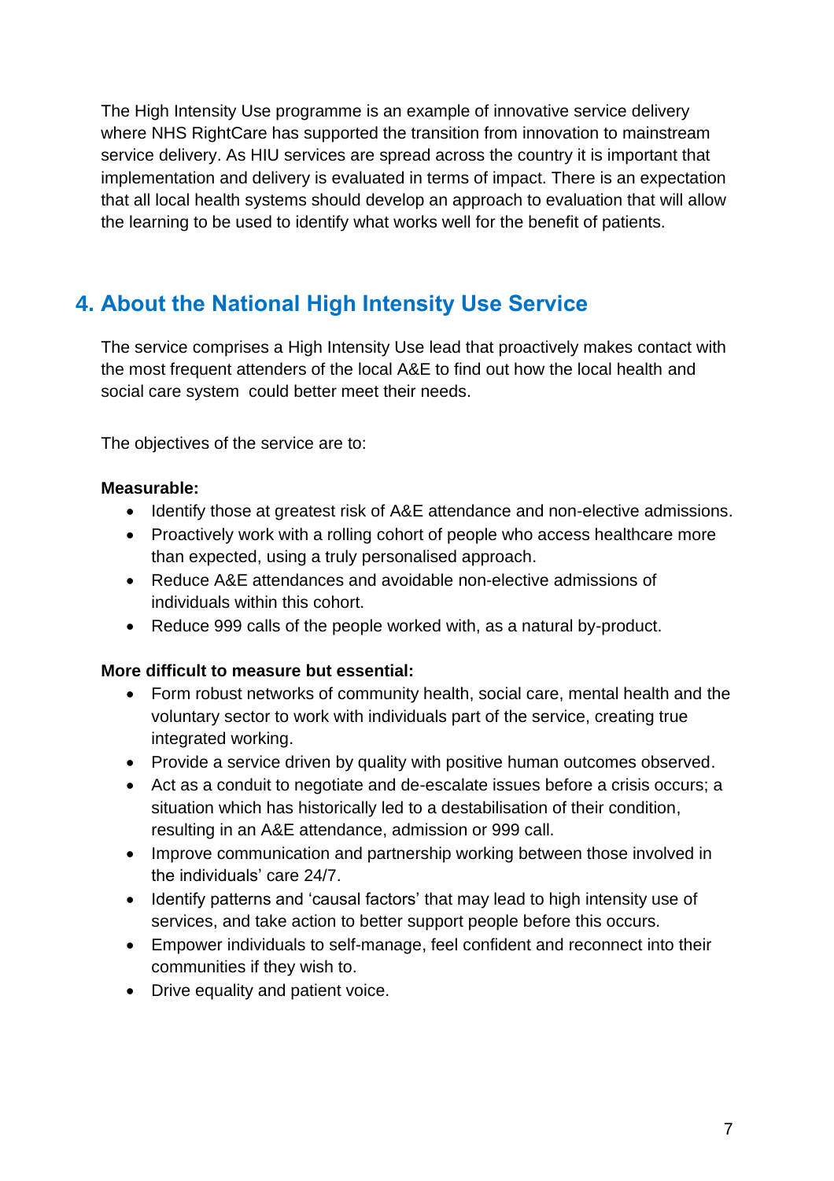The High Intensity Use programme is an example of innovative service delivery where NHS RightCare has supported the transition from innovation to mainstream service delivery. As HIU services are spread across the country it is important that implementation and delivery is evaluated in terms of impact. There is an expectation that all local health systems should develop an approach to evaluation that will allow the learning to be used to identify what works well for the benefit of patients.

## 4. About the National High Intensity Use Service

The service comprises a High Intensity Use lead that proactively makes contact with the most frequent attenders of the local A&E to find out how the local health and social care system could better meet their needs.

The objectives of the service are to:

**Measurable:**

- Identify those at greatest risk of A&E attendance and non-elective admissions.
- Proactively work with a rolling cohort of people who access healthcare more than expected, using a truly personalised approach.
- Reduce A&E attendances and avoidable non-elective admissions of individuals within this cohort.
- Reduce 999 calls of the people worked with, as a natural by-product.

**More difficult to measure but essential:**

- Form robust networks of community health, social care, mental health and the voluntary sector to work with individuals part of the service, creating true integrated working.
- Provide a service driven by quality with positive human outcomes observed.
- Act as a conduit to negotiate and de-escalate issues before a crisis occurs; a situation which has historically led to a destabilisation of their condition, resulting in an A&E attendance, admission or 999 call.
- Improve communication and partnership working between those involved in the individuals' care 24/7.
- Identify patterns and 'causal factors' that may lead to high intensity use of services, and take action to better support people before this occurs.
- Empower individuals to self-manage, feel confident and reconnect into their communities if they wish to.
- Drive equality and patient voice.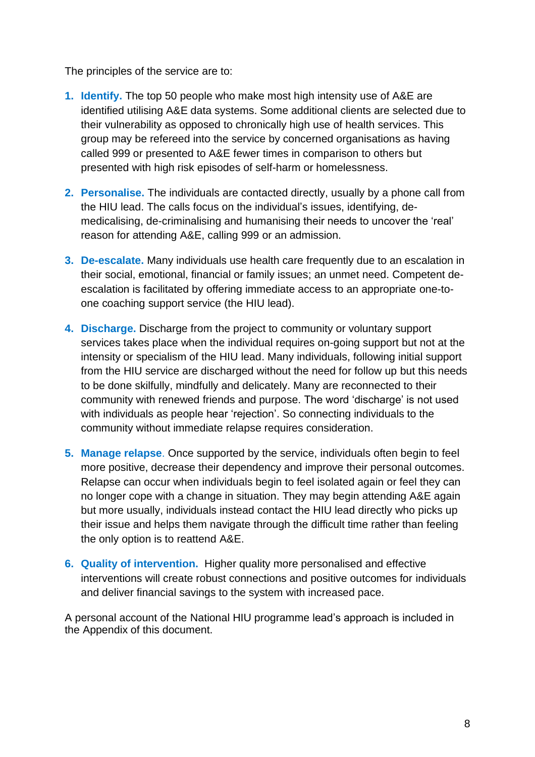The principles of the service are to:

1. **Identify.** The top 50 people who make most high intensity use of A&E are identified utilising A&E data systems. Some additional clients are selected due to their vulnerability as opposed to chronically high use of health services. This group may be refereed into the service by concerned organisations as having called 999 or presented to A&E fewer times in comparison to others but presented with high risk episodes of self-harm or homelessness.

2. **Personalise.** The individuals are contacted directly, usually by a phone call from the HIU lead. The calls focus on the individual's issues, identifying, de-medicalising, de-criminalising and humanising their needs to uncover the 'real' reason for attending A&E, calling 999 or an admission.

3. **De-escalate.** Many individuals use health care frequently due to an escalation in their social, emotional, financial or family issues; an unmet need. Competent de-escalation is facilitated by offering immediate access to an appropriate one-to-one coaching support service (the HIU lead).

4. **Discharge.** Discharge from the project to community or voluntary support services takes place when the individual requires on-going support but not at the intensity or specialism of the HIU lead. Many individuals, following initial support from the HIU service are discharged without the need for follow up but this needs to be done skilfully, mindfully and delicately. Many are reconnected to their community with renewed friends and purpose. The word 'discharge' is not used with individuals as people hear 'rejection'. So connecting individuals to the community without immediate relapse requires consideration.

5. **Manage relapse**. Once supported by the service, individuals often begin to feel more positive, decrease their dependency and improve their personal outcomes. Relapse can occur when individuals begin to feel isolated again or feel they can no longer cope with a change in situation. They may begin attending A&E again but more usually, individuals instead contact the HIU lead directly who picks up their issue and helps them navigate through the difficult time rather than feeling the only option is to reattend A&E.

6. **Quality of intervention.** Higher quality more personalised and effective interventions will create robust connections and positive outcomes for individuals and deliver financial savings to the system with increased pace.

A personal account of the National HIU programme lead's approach is included in the Appendix of this document.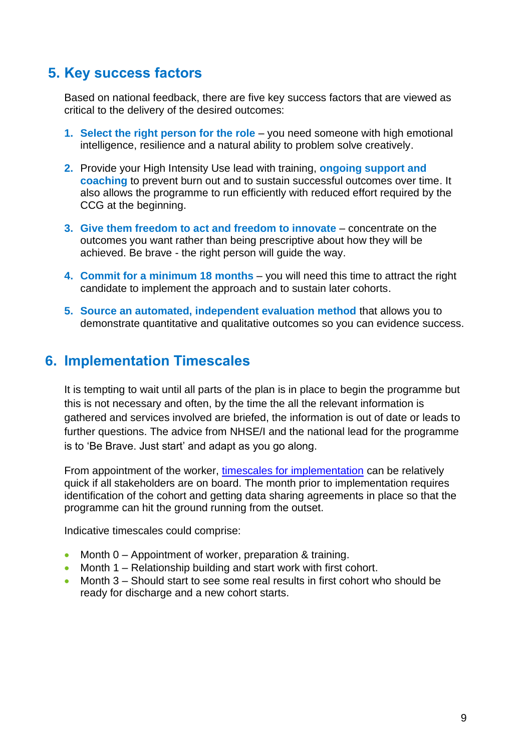## 5. Key success factors

Based on national feedback, there are five key success factors that are viewed as critical to the delivery of the desired outcomes:

1. **Select the right person for the role** – you need someone with high emotional intelligence, resilience and a natural ability to problem solve creatively.

2. Provide your High Intensity Use lead with training, **ongoing support and coaching** to prevent burn out and to sustain successful outcomes over time. It also allows the programme to run efficiently with reduced effort required by the CCG at the beginning.

3. **Give them freedom to act and freedom to innovate** – concentrate on the outcomes you want rather than being prescriptive about how they will be achieved. Be brave - the right person will guide the way.

4. **Commit for a minimum 18 months** – you will need this time to attract the right candidate to implement the approach and to sustain later cohorts.

5. **Source an automated, independent evaluation method** that allows you to demonstrate quantitative and qualitative outcomes so you can evidence success.

## 6. Implementation Timescales

It is tempting to wait until all parts of the plan is in place to begin the programme but this is not necessary and often, by the time the all the relevant information is gathered and services involved are briefed, the information is out of date or leads to further questions. The advice from NHSE/I and the national lead for the programme is to 'Be Brave. Just start' and adapt as you go along.

From appointment of the worker, timescales for implementation can be relatively quick if all stakeholders are on board. The month prior to implementation requires identification of the cohort and getting data sharing agreements in place so that the programme can hit the ground running from the outset.

Indicative timescales could comprise:

- Month 0 – Appointment of worker, preparation & training.
- Month 1 – Relationship building and start work with first cohort.
- Month 3 – Should start to see some real results in first cohort who should be ready for discharge and a new cohort starts.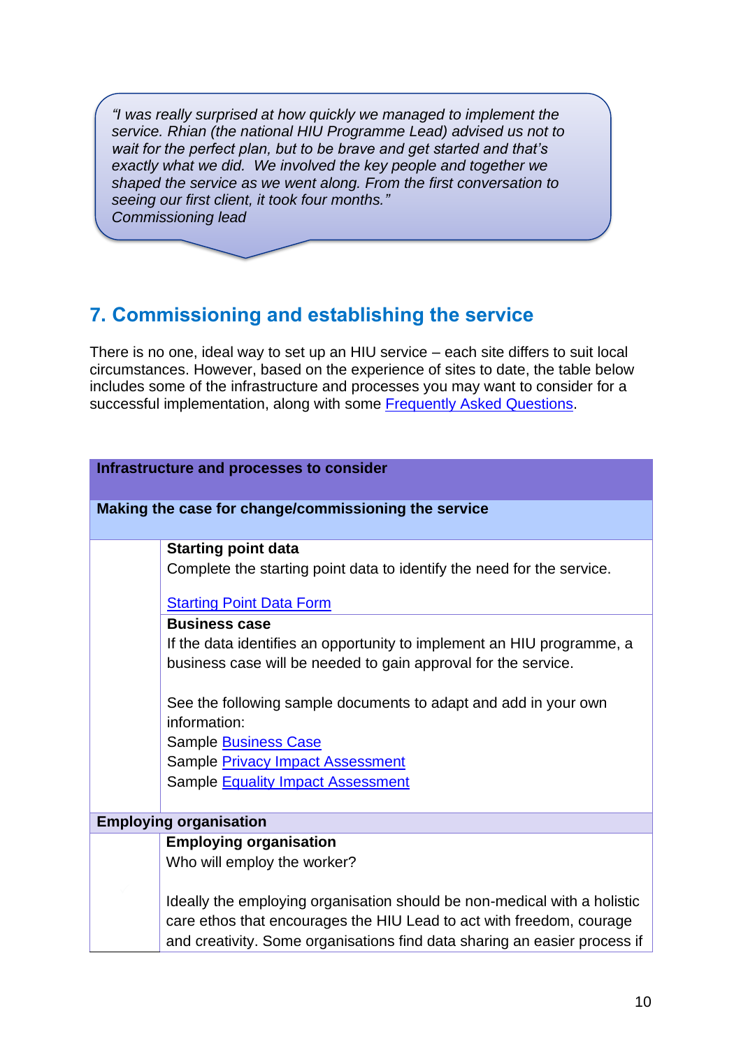> *"I was really surprised at how quickly we managed to implement the service. Rhian (the national HIU Programme Lead) advised us not to wait for the perfect plan, but to be brave and get started and that's exactly what we did. We involved the key people and together we shaped the service as we went along. From the first conversation to seeing our first client, it took four months."*
> *Commissioning lead*

## 7. Commissioning and establishing the service

There is no one, ideal way to set up an HIU service – each site differs to suit local circumstances. However, based on the experience of sites to date, the table below includes some of the infrastructure and processes you may want to consider for a successful implementation, along with some Frequently Asked Questions.

| Infrastructure and processes to consider | |
|---|---|
| **Making the case for change/commissioning the service** | |
| | **Starting point data**<br>Complete the starting point data to identify the need for the service.<br><br>Starting Point Data Form |
| | **Business case**<br>If the data identifies an opportunity to implement an HIU programme, a business case will be needed to gain approval for the service.<br><br>See the following sample documents to adapt and add in your own information:<br>Sample Business Case<br>Sample Privacy Impact Assessment<br>Sample Equality Impact Assessment |
| **Employing organisation** | |
| | **Employing organisation**<br>Who will employ the worker?<br><br>Ideally the employing organisation should be non-medical with a holistic care ethos that encourages the HIU Lead to act with freedom, courage and creativity. Some organisations find data sharing an easier process if |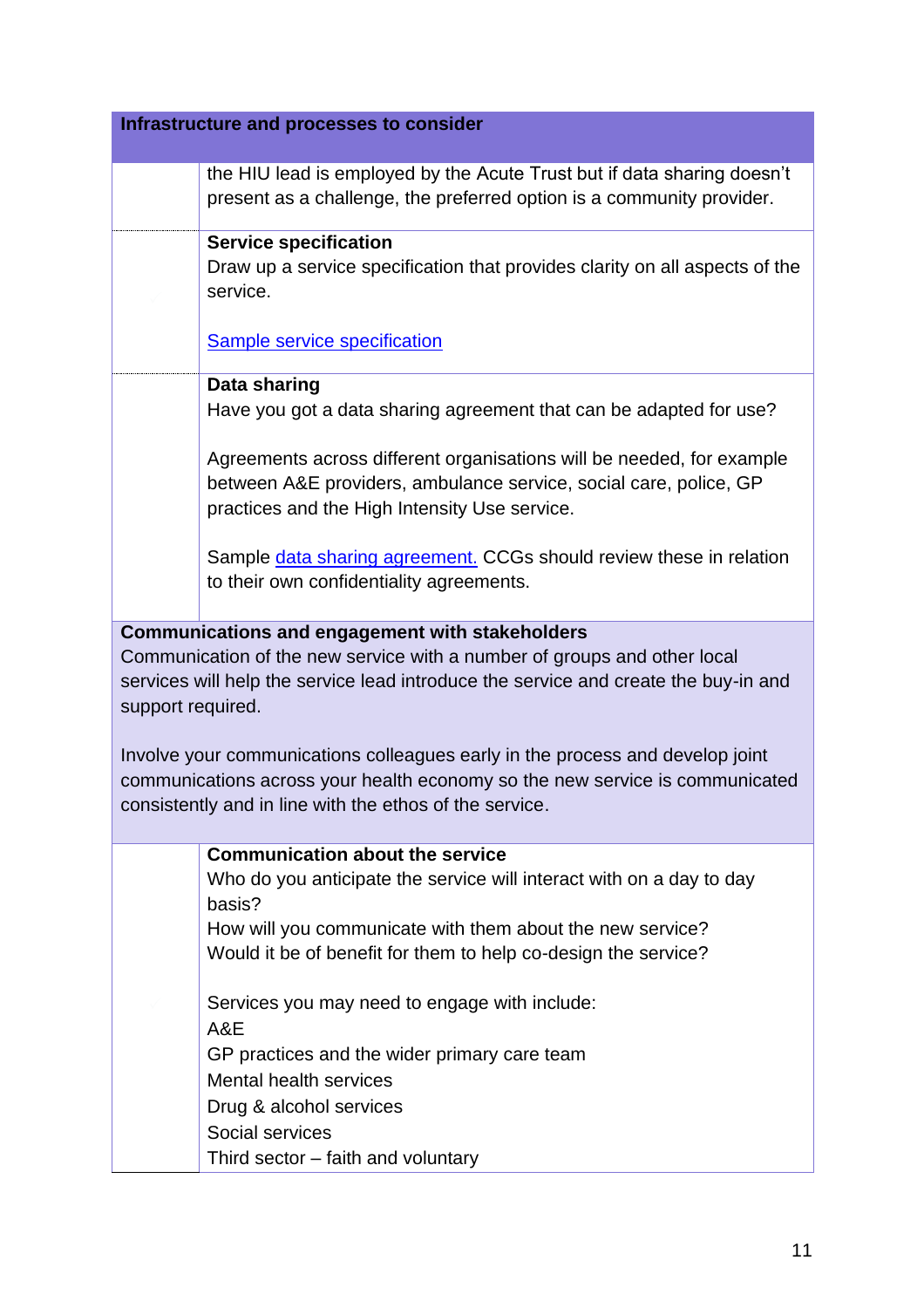| Infrastructure and processes to consider | |
|---|---|
| | the HIU lead is employed by the Acute Trust but if data sharing doesn't present as a challenge, the preferred option is a community provider. |
| | **Service specification**<br>Draw up a service specification that provides clarity on all aspects of the service.<br><br>[Sample service specification] |
| | **Data sharing**<br>Have you got a data sharing agreement that can be adapted for use?<br><br>Agreements across different organisations will be needed, for example between A&E providers, ambulance service, social care, police, GP practices and the High Intensity Use service.<br><br>Sample [data sharing agreement.] CCGs should review these in relation to their own confidentiality agreements. |
| **Communications and engagement with stakeholders**<br>Communication of the new service with a number of groups and other local services will help the service lead introduce the service and create the buy-in and support required.<br><br>Involve your communications colleagues early in the process and develop joint communications across your health economy so the new service is communicated consistently and in line with the ethos of the service. | |
| | **Communication about the service**<br>Who do you anticipate the service will interact with on a day to day basis?<br>How will you communicate with them about the new service?<br>Would it be of benefit for them to help co-design the service?<br><br>Services you may need to engage with include:<br>A&E<br>GP practices and the wider primary care team<br>Mental health services<br>Drug & alcohol services<br>Social services<br>Third sector – faith and voluntary |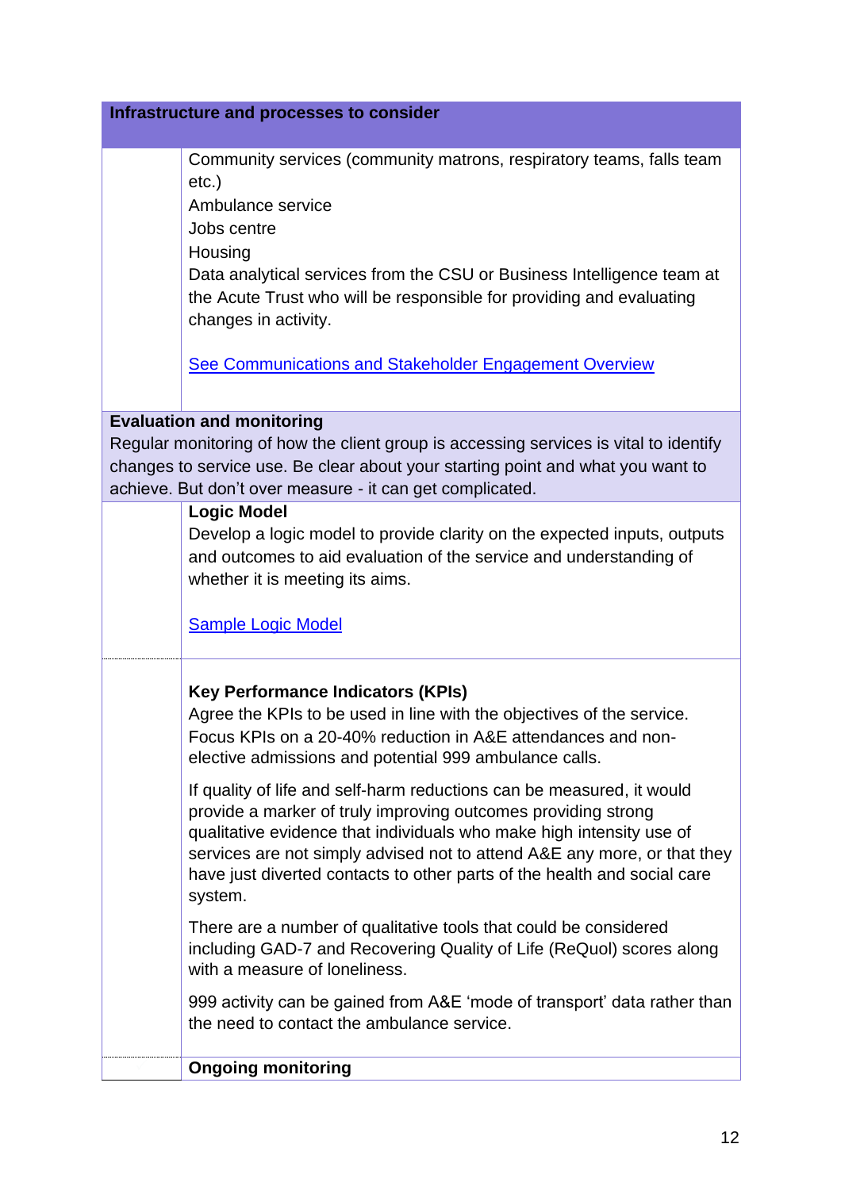| Infrastructure and processes to consider | |
|---|---|
| | Community services (community matrons, respiratory teams, falls team etc.)<br>Ambulance service<br>Jobs centre<br>Housing<br>Data analytical services from the CSU or Business Intelligence team at the Acute Trust who will be responsible for providing and evaluating changes in activity.<br><br>[See Communications and Stakeholder Engagement Overview]() |
| **Evaluation and monitoring**<br>Regular monitoring of how the client group is accessing services is vital to identify changes to service use. Be clear about your starting point and what you want to achieve. But don't over measure - it can get complicated. | |
| | **Logic Model**<br>Develop a logic model to provide clarity on the expected inputs, outputs and outcomes to aid evaluation of the service and understanding of whether it is meeting its aims.<br><br>[Sample Logic Model]() |
| | **Key Performance Indicators (KPIs)**<br>Agree the KPIs to be used in line with the objectives of the service. Focus KPIs on a 20-40% reduction in A&E attendances and non-elective admissions and potential 999 ambulance calls.<br><br>If quality of life and self-harm reductions can be measured, it would provide a marker of truly improving outcomes providing strong qualitative evidence that individuals who make high intensity use of services are not simply advised not to attend A&E any more, or that they have just diverted contacts to other parts of the health and social care system.<br><br>There are a number of qualitative tools that could be considered including GAD-7 and Recovering Quality of Life (ReQuol) scores along with a measure of loneliness.<br><br>999 activity can be gained from A&E 'mode of transport' data rather than the need to contact the ambulance service. |
| | **Ongoing monitoring** |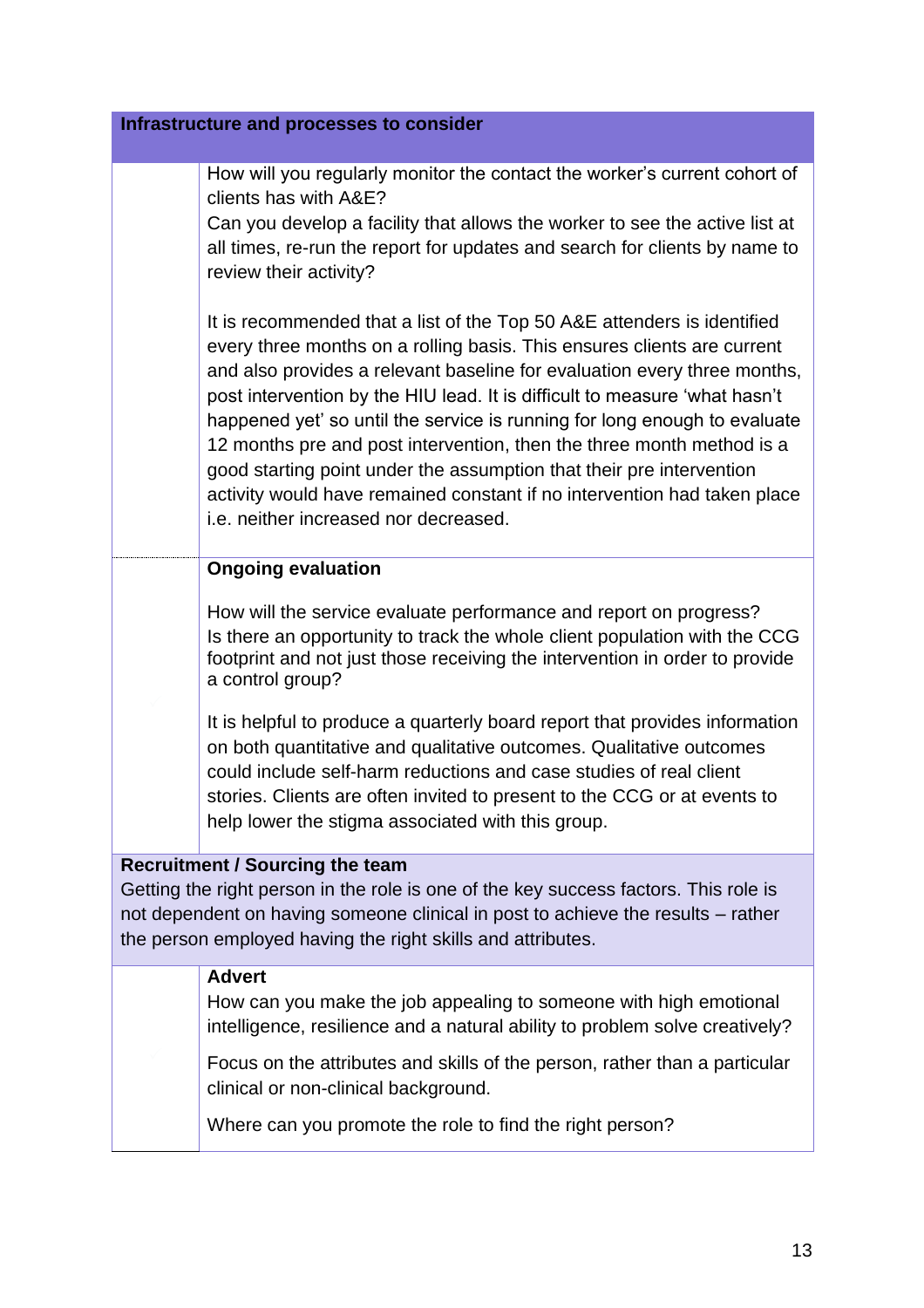| Infrastructure and processes to consider | |
|---|---|
| | How will you regularly monitor the contact the worker's current cohort of clients has with A&E?<br>Can you develop a facility that allows the worker to see the active list at all times, re-run the report for updates and search for clients by name to review their activity?<br><br>It is recommended that a list of the Top 50 A&E attenders is identified every three months on a rolling basis. This ensures clients are current and also provides a relevant baseline for evaluation every three months, post intervention by the HIU lead. It is difficult to measure 'what hasn't happened yet' so until the service is running for long enough to evaluate 12 months pre and post intervention, then the three month method is a good starting point under the assumption that their pre intervention activity would have remained constant if no intervention had taken place i.e. neither increased nor decreased. |
| | **Ongoing evaluation**<br><br>How will the service evaluate performance and report on progress?<br>Is there an opportunity to track the whole client population with the CCG footprint and not just those receiving the intervention in order to provide a control group?<br><br>It is helpful to produce a quarterly board report that provides information on both quantitative and qualitative outcomes. Qualitative outcomes could include self-harm reductions and case studies of real client stories. Clients are often invited to present to the CCG or at events to help lower the stigma associated with this group. |
| **Recruitment / Sourcing the team**<br>Getting the right person in the role is one of the key success factors. This role is not dependent on having someone clinical in post to achieve the results – rather the person employed having the right skills and attributes. | |
| | **Advert**<br>How can you make the job appealing to someone with high emotional intelligence, resilience and a natural ability to problem solve creatively?<br><br>Focus on the attributes and skills of the person, rather than a particular clinical or non-clinical background.<br><br>Where can you promote the role to find the right person? |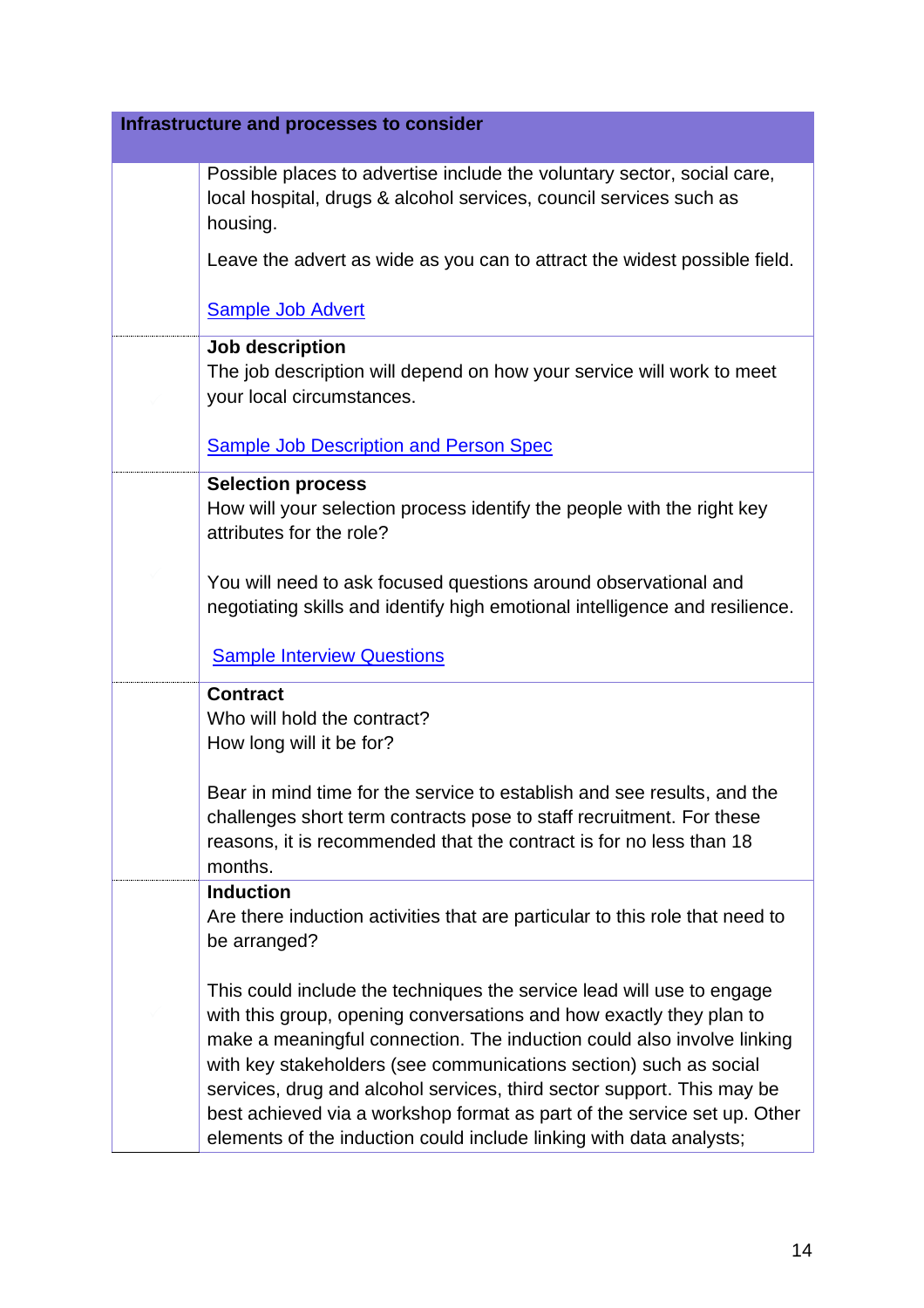| Infrastructure and processes to consider | |
|---|---|
| | Possible places to advertise include the voluntary sector, social care, local hospital, drugs & alcohol services, council services such as housing.<br><br>Leave the advert as wide as you can to attract the widest possible field.<br><br>Sample Job Advert |
| | **Job description**<br>The job description will depend on how your service will work to meet your local circumstances.<br><br>Sample Job Description and Person Spec |
| | **Selection process**<br>How will your selection process identify the people with the right key attributes for the role?<br><br>You will need to ask focused questions around observational and negotiating skills and identify high emotional intelligence and resilience.<br><br>Sample Interview Questions |
| | **Contract**<br>Who will hold the contract?<br>How long will it be for?<br><br>Bear in mind time for the service to establish and see results, and the challenges short term contracts pose to staff recruitment. For these reasons, it is recommended that the contract is for no less than 18 months. |
| | **Induction**<br>Are there induction activities that are particular to this role that need to be arranged?<br><br>This could include the techniques the service lead will use to engage with this group, opening conversations and how exactly they plan to make a meaningful connection. The induction could also involve linking with key stakeholders (see communications section) such as social services, drug and alcohol services, third sector support. This may be best achieved via a workshop format as part of the service set up. Other elements of the induction could include linking with data analysts; |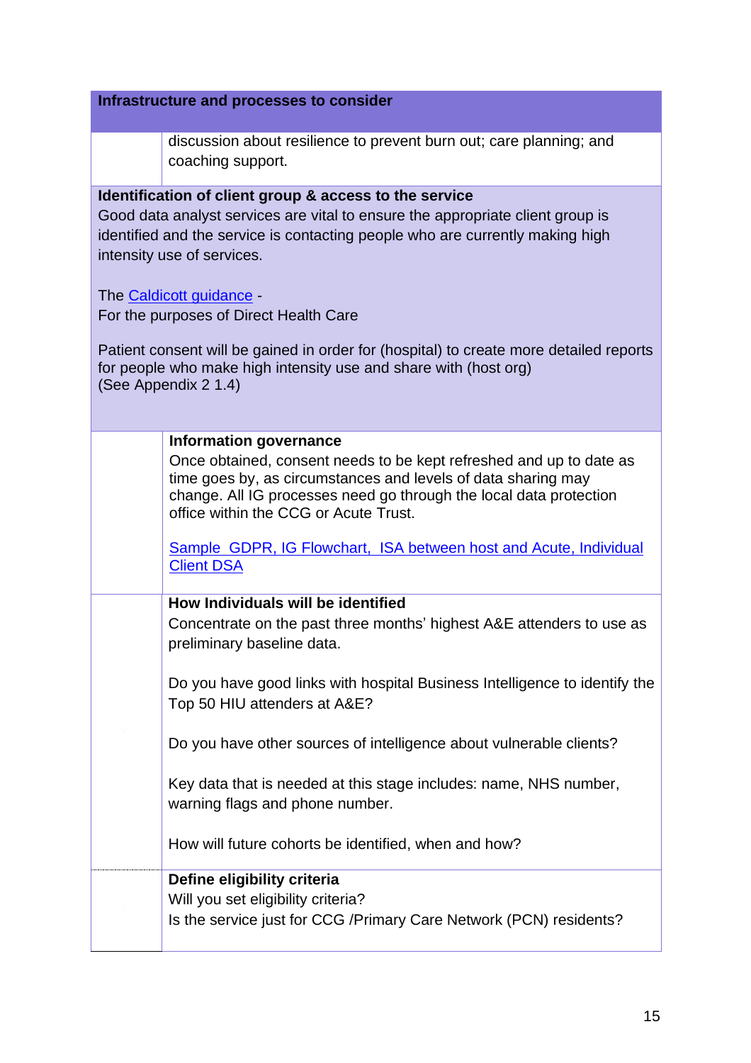| Infrastructure and processes to consider | |
|---|---|
| | discussion about resilience to prevent burn out; care planning; and coaching support. |
| **Identification of client group & access to the service**<br>Good data analyst services are vital to ensure the appropriate client group is identified and the service is contacting people who are currently making high intensity use of services.<br><br>The Caldicott guidance -<br>For the purposes of Direct Health Care<br><br>Patient consent will be gained in order for (hospital) to create more detailed reports for people who make high intensity use and share with (host org)<br>(See Appendix 2 1.4) | |
| | **Information governance**<br>Once obtained, consent needs to be kept refreshed and up to date as time goes by, as circumstances and levels of data sharing may change. All IG processes need go through the local data protection office within the CCG or Acute Trust.<br><br>Sample GDPR, IG Flowchart, ISA between host and Acute, Individual Client DSA |
| | **How Individuals will be identified**<br>Concentrate on the past three months' highest A&E attenders to use as preliminary baseline data.<br><br>Do you have good links with hospital Business Intelligence to identify the Top 50 HIU attenders at A&E?<br><br>Do you have other sources of intelligence about vulnerable clients?<br><br>Key data that is needed at this stage includes: name, NHS number, warning flags and phone number.<br><br>How will future cohorts be identified, when and how? |
| | **Define eligibility criteria**<br>Will you set eligibility criteria?<br>Is the service just for CCG /Primary Care Network (PCN) residents? |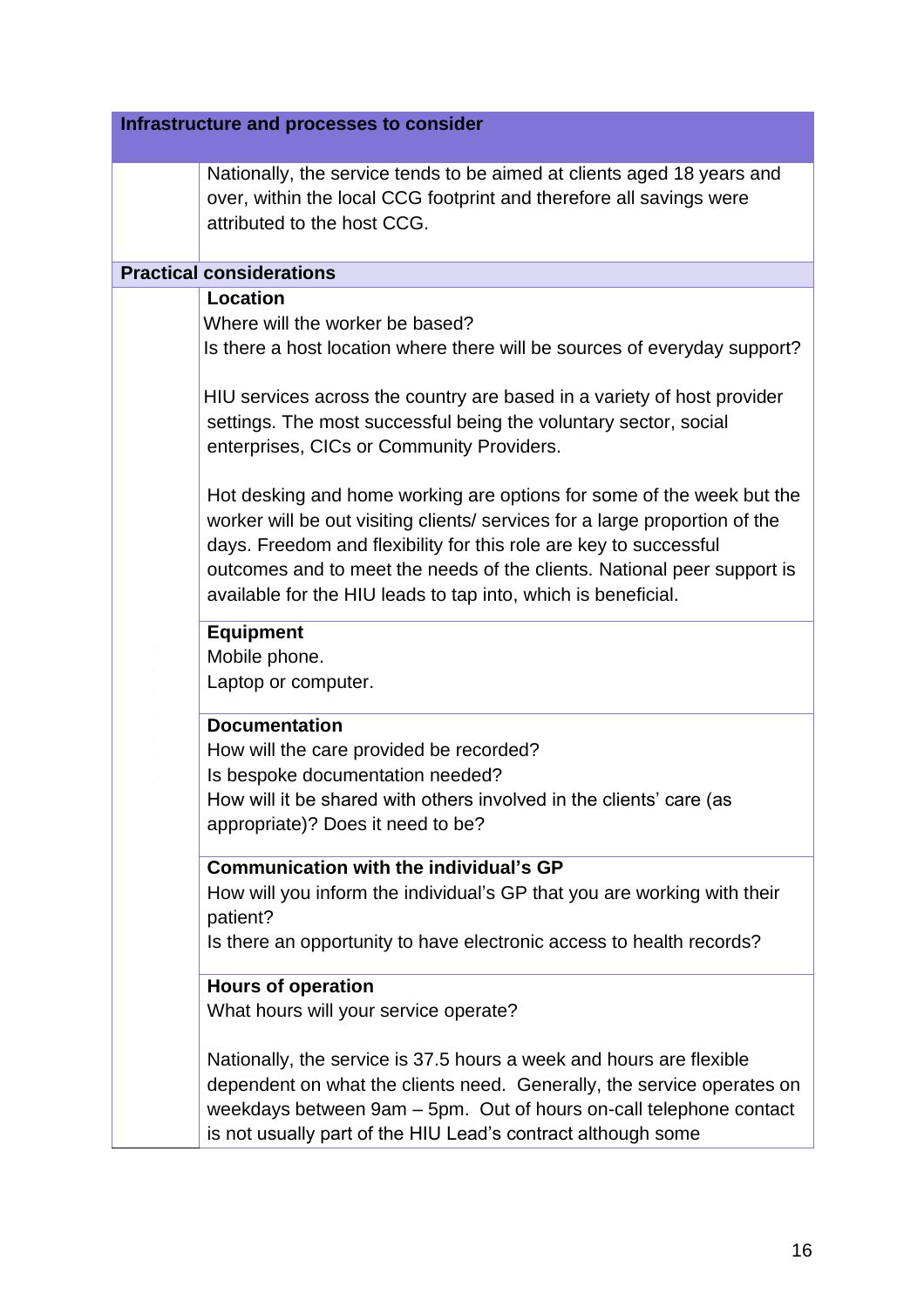| Infrastructure and processes to consider | |
|---|---|
| | Nationally, the service tends to be aimed at clients aged 18 years and over, within the local CCG footprint and therefore all savings were attributed to the host CCG. |
| **Practical considerations** | |
| | **Location**<br>Where will the worker be based?<br>Is there a host location where there will be sources of everyday support?<br><br>HIU services across the country are based in a variety of host provider settings. The most successful being the voluntary sector, social enterprises, CICs or Community Providers.<br><br>Hot desking and home working are options for some of the week but the worker will be out visiting clients/ services for a large proportion of the days. Freedom and flexibility for this role are key to successful outcomes and to meet the needs of the clients. National peer support is available for the HIU leads to tap into, which is beneficial. |
| | **Equipment**<br>Mobile phone.<br>Laptop or computer. |
| | **Documentation**<br>How will the care provided be recorded?<br>Is bespoke documentation needed?<br>How will it be shared with others involved in the clients' care (as appropriate)? Does it need to be? |
| | **Communication with the individual's GP**<br>How will you inform the individual's GP that you are working with their patient?<br>Is there an opportunity to have electronic access to health records? |
| | **Hours of operation**<br>What hours will your service operate?<br><br>Nationally, the service is 37.5 hours a week and hours are flexible dependent on what the clients need. Generally, the service operates on weekdays between 9am – 5pm. Out of hours on-call telephone contact is not usually part of the HIU Lead's contract although some |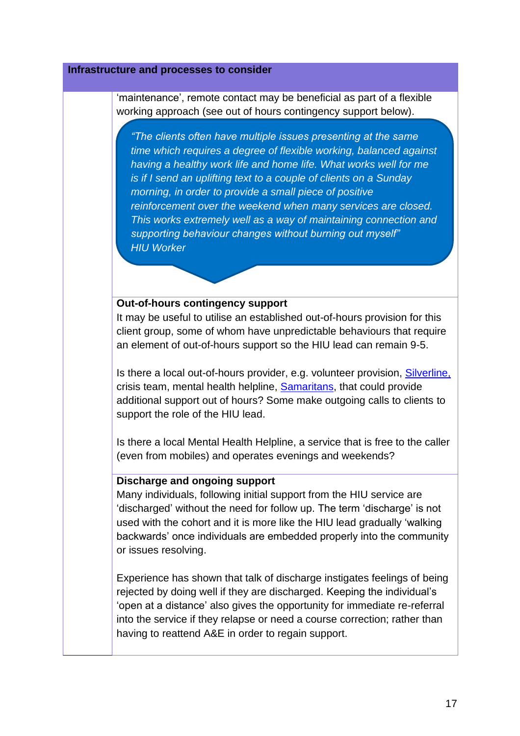**Infrastructure and processes to consider**

'maintenance', remote contact may be beneficial as part of a flexible working approach (see out of hours contingency support below).

> *"The clients often have multiple issues presenting at the same time which requires a degree of flexible working, balanced against having a healthy work life and home life. What works well for me is if I send an uplifting text to a couple of clients on a Sunday morning, in order to provide a small piece of positive reinforcement over the weekend when many services are closed. This works extremely well as a way of maintaining connection and supporting behaviour changes without burning out myself"*
> *HIU Worker*

**Out-of-hours contingency support**

It may be useful to utilise an established out-of-hours provision for this client group, some of whom have unpredictable behaviours that require an element of out-of-hours support so the HIU lead can remain 9-5.

Is there a local out-of-hours provider, e.g. volunteer provision, Silverline, crisis team, mental health helpline, Samaritans, that could provide additional support out of hours? Some make outgoing calls to clients to support the role of the HIU lead.

Is there a local Mental Health Helpline, a service that is free to the caller (even from mobiles) and operates evenings and weekends?

**Discharge and ongoing support**

Many individuals, following initial support from the HIU service are 'discharged' without the need for follow up. The term 'discharge' is not used with the cohort and it is more like the HIU lead gradually 'walking backwards' once individuals are embedded properly into the community or issues resolving.

Experience has shown that talk of discharge instigates feelings of being rejected by doing well if they are discharged. Keeping the individual's 'open at a distance' also gives the opportunity for immediate re-referral into the service if they relapse or need a course correction; rather than having to reattend A&E in order to regain support.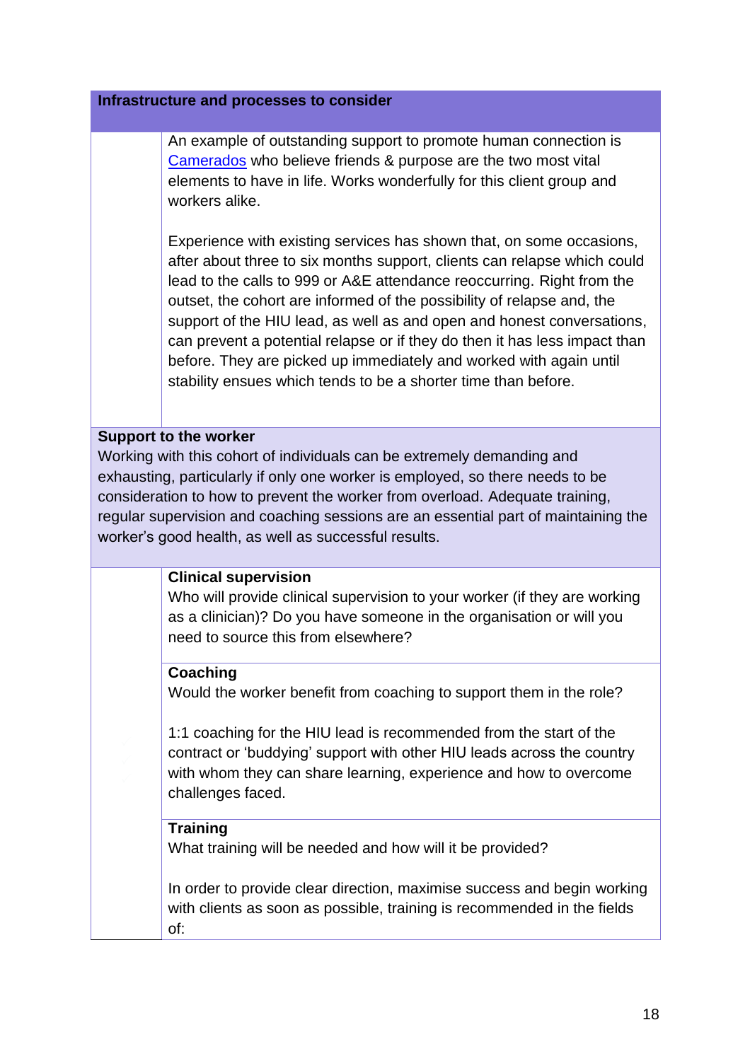**Infrastructure and processes to consider**

An example of outstanding support to promote human connection is Camerados who believe friends & purpose are the two most vital elements to have in life. Works wonderfully for this client group and workers alike.

Experience with existing services has shown that, on some occasions, after about three to six months support, clients can relapse which could lead to the calls to 999 or A&E attendance reoccurring. Right from the outset, the cohort are informed of the possibility of relapse and, the support of the HIU lead, as well as and open and honest conversations, can prevent a potential relapse or if they do then it has less impact than before. They are picked up immediately and worked with again until stability ensues which tends to be a shorter time than before.

**Support to the worker**

Working with this cohort of individuals can be extremely demanding and exhausting, particularly if only one worker is employed, so there needs to be consideration to how to prevent the worker from overload. Adequate training, regular supervision and coaching sessions are an essential part of maintaining the worker's good health, as well as successful results.

**Clinical supervision**

Who will provide clinical supervision to your worker (if they are working as a clinician)? Do you have someone in the organisation or will you need to source this from elsewhere?

**Coaching**

Would the worker benefit from coaching to support them in the role?

1:1 coaching for the HIU lead is recommended from the start of the contract or 'buddying' support with other HIU leads across the country with whom they can share learning, experience and how to overcome challenges faced.

**Training**

What training will be needed and how will it be provided?

In order to provide clear direction, maximise success and begin working with clients as soon as possible, training is recommended in the fields of: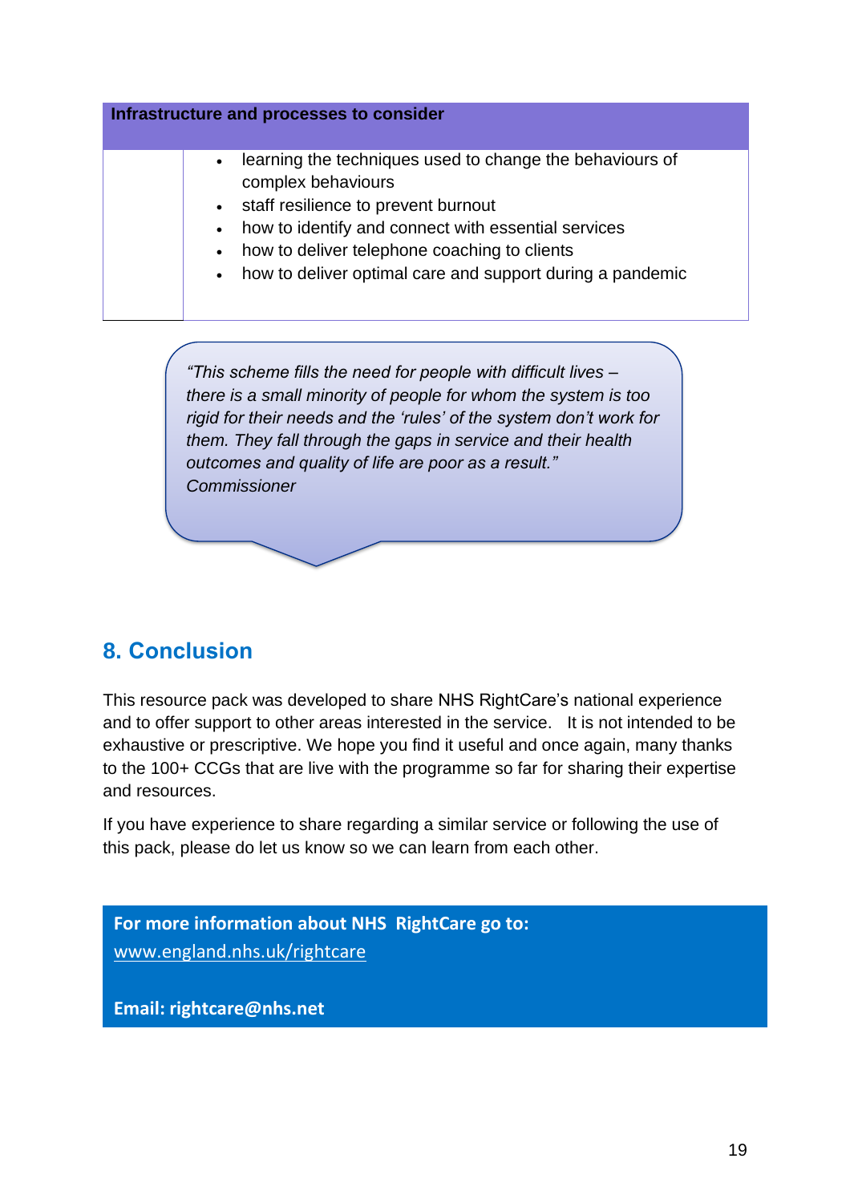| Infrastructure and processes to consider | |
|---|---|
| | • learning the techniques used to change the behaviours of complex behaviours<br>• staff resilience to prevent burnout<br>• how to identify and connect with essential services<br>• how to deliver telephone coaching to clients<br>• how to deliver optimal care and support during a pandemic |

> *"This scheme fills the need for people with difficult lives – there is a small minority of people for whom the system is too rigid for their needs and the 'rules' of the system don't work for them. They fall through the gaps in service and their health outcomes and quality of life are poor as a result."*
> *Commissioner*

## 8. Conclusion

This resource pack was developed to share NHS RightCare's national experience and to offer support to other areas interested in the service. It is not intended to be exhaustive or prescriptive. We hope you find it useful and once again, many thanks to the 100+ CCGs that are live with the programme so far for sharing their expertise and resources.

If you have experience to share regarding a similar service or following the use of this pack, please do let us know so we can learn from each other.

**For more information about NHS RightCare go to:**
www.england.nhs.uk/rightcare

**Email: rightcare@nhs.net**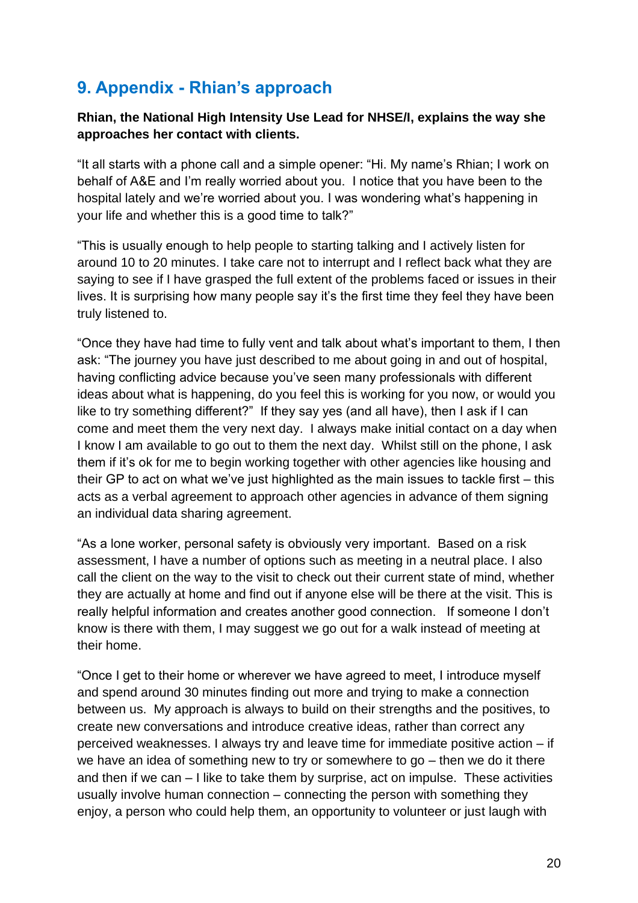## 9. Appendix - Rhian's approach

**Rhian, the National High Intensity Use Lead for NHSE/I, explains the way she approaches her contact with clients.**

"It all starts with a phone call and a simple opener: "Hi. My name's Rhian; I work on behalf of A&E and I'm really worried about you. I notice that you have been to the hospital lately and we're worried about you. I was wondering what's happening in your life and whether this is a good time to talk?"

"This is usually enough to help people to starting talking and I actively listen for around 10 to 20 minutes. I take care not to interrupt and I reflect back what they are saying to see if I have grasped the full extent of the problems faced or issues in their lives. It is surprising how many people say it's the first time they feel they have been truly listened to.

"Once they have had time to fully vent and talk about what's important to them, I then ask: "The journey you have just described to me about going in and out of hospital, having conflicting advice because you've seen many professionals with different ideas about what is happening, do you feel this is working for you now, or would you like to try something different?" If they say yes (and all have), then I ask if I can come and meet them the very next day. I always make initial contact on a day when I know I am available to go out to them the next day. Whilst still on the phone, I ask them if it's ok for me to begin working together with other agencies like housing and their GP to act on what we've just highlighted as the main issues to tackle first – this acts as a verbal agreement to approach other agencies in advance of them signing an individual data sharing agreement.

"As a lone worker, personal safety is obviously very important. Based on a risk assessment, I have a number of options such as meeting in a neutral place. I also call the client on the way to the visit to check out their current state of mind, whether they are actually at home and find out if anyone else will be there at the visit. This is really helpful information and creates another good connection. If someone I don't know is there with them, I may suggest we go out for a walk instead of meeting at their home.

"Once I get to their home or wherever we have agreed to meet, I introduce myself and spend around 30 minutes finding out more and trying to make a connection between us. My approach is always to build on their strengths and the positives, to create new conversations and introduce creative ideas, rather than correct any perceived weaknesses. I always try and leave time for immediate positive action – if we have an idea of something new to try or somewhere to go – then we do it there and then if we can – I like to take them by surprise, act on impulse. These activities usually involve human connection – connecting the person with something they enjoy, a person who could help them, an opportunity to volunteer or just laugh with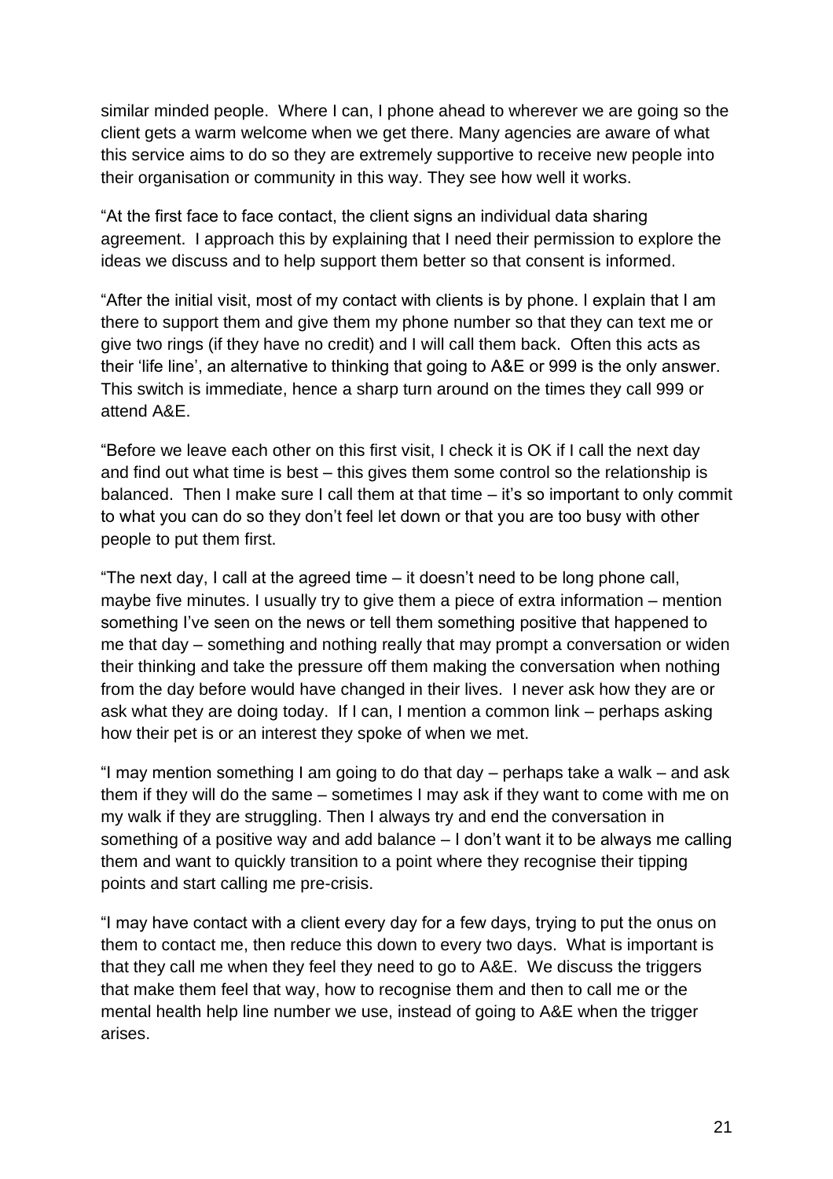similar minded people. Where I can, I phone ahead to wherever we are going so the client gets a warm welcome when we get there. Many agencies are aware of what this service aims to do so they are extremely supportive to receive new people into their organisation or community in this way. They see how well it works.

"At the first face to face contact, the client signs an individual data sharing agreement. I approach this by explaining that I need their permission to explore the ideas we discuss and to help support them better so that consent is informed.

"After the initial visit, most of my contact with clients is by phone. I explain that I am there to support them and give them my phone number so that they can text me or give two rings (if they have no credit) and I will call them back. Often this acts as their 'life line', an alternative to thinking that going to A&E or 999 is the only answer. This switch is immediate, hence a sharp turn around on the times they call 999 or attend A&E.

"Before we leave each other on this first visit, I check it is OK if I call the next day and find out what time is best – this gives them some control so the relationship is balanced. Then I make sure I call them at that time – it's so important to only commit to what you can do so they don't feel let down or that you are too busy with other people to put them first.

"The next day, I call at the agreed time – it doesn't need to be long phone call, maybe five minutes. I usually try to give them a piece of extra information – mention something I've seen on the news or tell them something positive that happened to me that day – something and nothing really that may prompt a conversation or widen their thinking and take the pressure off them making the conversation when nothing from the day before would have changed in their lives. I never ask how they are or ask what they are doing today. If I can, I mention a common link – perhaps asking how their pet is or an interest they spoke of when we met.

"I may mention something I am going to do that day – perhaps take a walk – and ask them if they will do the same – sometimes I may ask if they want to come with me on my walk if they are struggling. Then I always try and end the conversation in something of a positive way and add balance – I don't want it to be always me calling them and want to quickly transition to a point where they recognise their tipping points and start calling me pre-crisis.

"I may have contact with a client every day for a few days, trying to put the onus on them to contact me, then reduce this down to every two days. What is important is that they call me when they feel they need to go to A&E. We discuss the triggers that make them feel that way, how to recognise them and then to call me or the mental health help line number we use, instead of going to A&E when the trigger arises.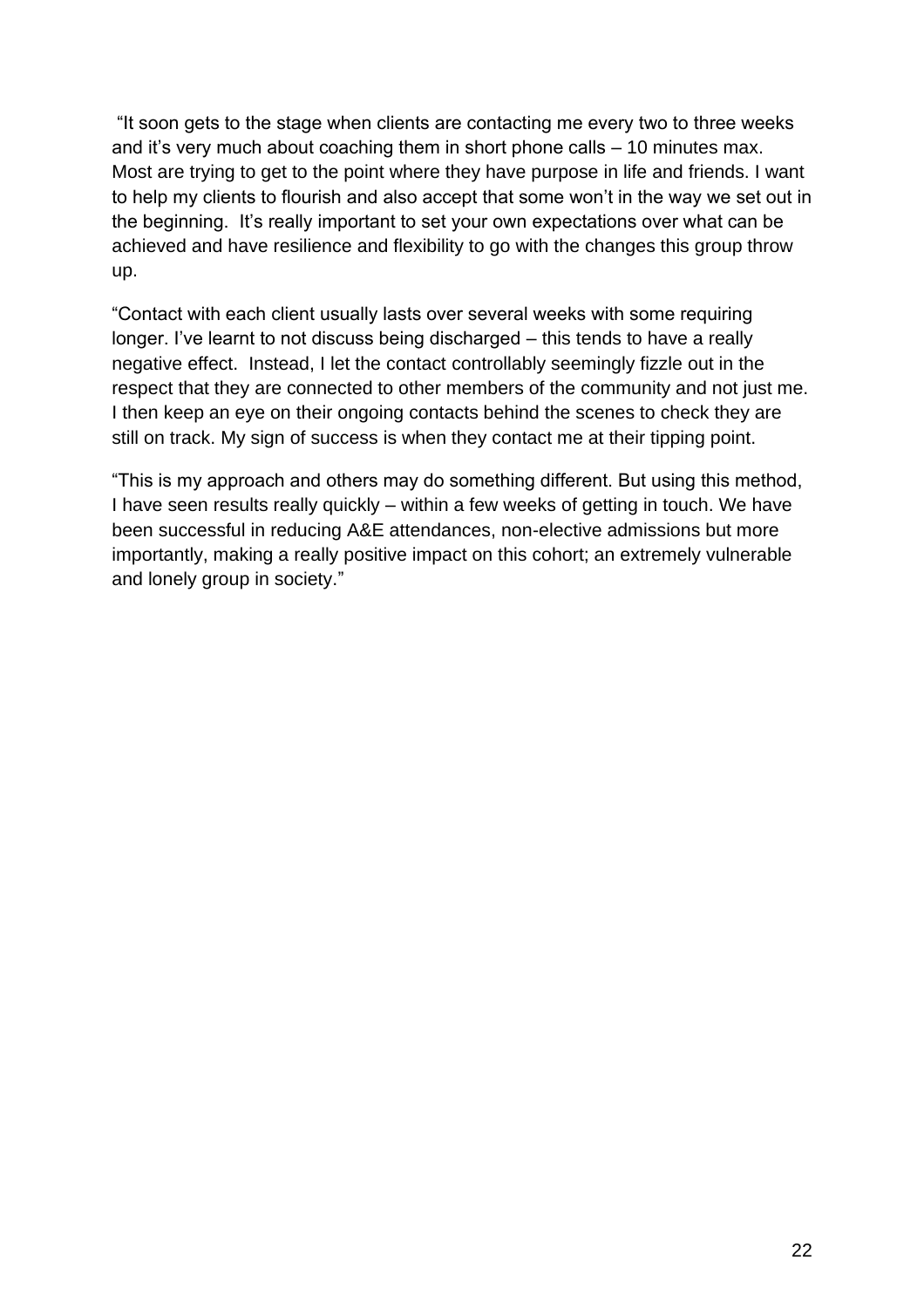"It soon gets to the stage when clients are contacting me every two to three weeks and it's very much about coaching them in short phone calls – 10 minutes max. Most are trying to get to the point where they have purpose in life and friends. I want to help my clients to flourish and also accept that some won't in the way we set out in the beginning. It's really important to set your own expectations over what can be achieved and have resilience and flexibility to go with the changes this group throw up.

"Contact with each client usually lasts over several weeks with some requiring longer. I've learnt to not discuss being discharged – this tends to have a really negative effect. Instead, I let the contact controllably seemingly fizzle out in the respect that they are connected to other members of the community and not just me. I then keep an eye on their ongoing contacts behind the scenes to check they are still on track. My sign of success is when they contact me at their tipping point.

"This is my approach and others may do something different. But using this method, I have seen results really quickly – within a few weeks of getting in touch. We have been successful in reducing A&E attendances, non-elective admissions but more importantly, making a really positive impact on this cohort; an extremely vulnerable and lonely group in society."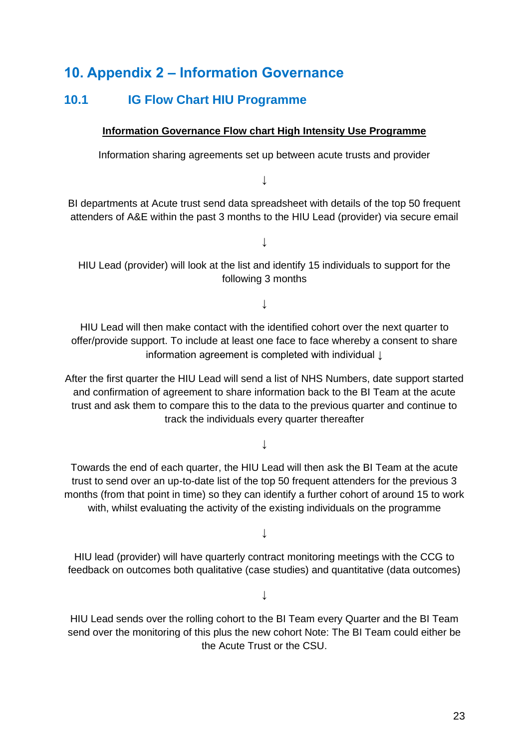# 10. Appendix 2 – Information Governance

## 10.1 IG Flow Chart HIU Programme

**Information Governance Flow chart High Intensity Use Programme**

Information sharing agreements set up between acute trusts and provider

↓

BI departments at Acute trust send data spreadsheet with details of the top 50 frequent attenders of A&E within the past 3 months to the HIU Lead (provider) via secure email

↓

HIU Lead (provider) will look at the list and identify 15 individuals to support for the following 3 months

↓

HIU Lead will then make contact with the identified cohort over the next quarter to offer/provide support. To include at least one face to face whereby a consent to share information agreement is completed with individual ↓

After the first quarter the HIU Lead will send a list of NHS Numbers, date support started and confirmation of agreement to share information back to the BI Team at the acute trust and ask them to compare this to the data to the previous quarter and continue to track the individuals every quarter thereafter

↓

Towards the end of each quarter, the HIU Lead will then ask the BI Team at the acute trust to send over an up-to-date list of the top 50 frequent attenders for the previous 3 months (from that point in time) so they can identify a further cohort of around 15 to work with, whilst evaluating the activity of the existing individuals on the programme

↓

HIU lead (provider) will have quarterly contract monitoring meetings with the CCG to feedback on outcomes both qualitative (case studies) and quantitative (data outcomes)

↓

HIU Lead sends over the rolling cohort to the BI Team every Quarter and the BI Team send over the monitoring of this plus the new cohort Note: The BI Team could either be the Acute Trust or the CSU.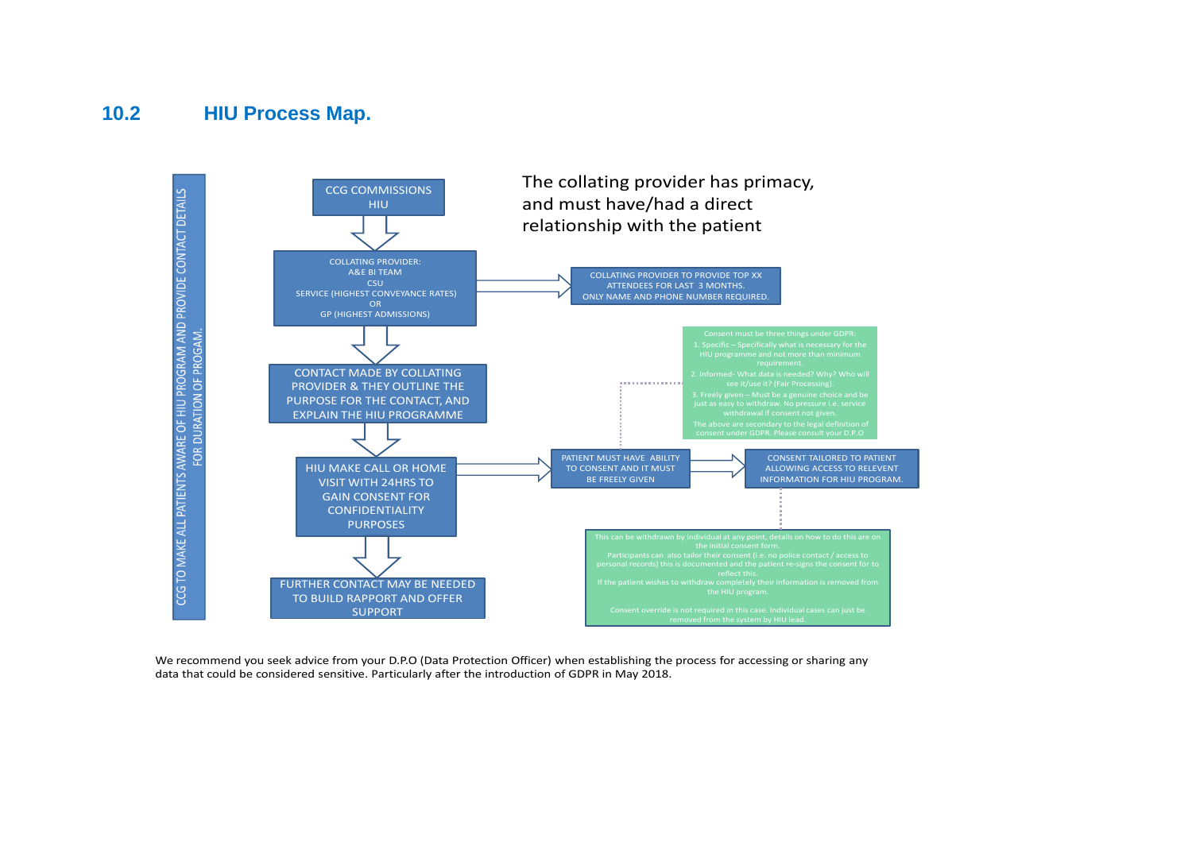## 10.2 HIU Process Map.

CCG TO MAKE ALL PATIENTS AWARE OF HIU PROGRAM AND PROVIDE CONTACT DETAILS FOR DURATION OF PROGAM.

CCG COMMISSIONS HIU

↓

COLLATING PROVIDER:
A&E BI TEAM
CSU
SERVICE (HIGHEST CONVEYANCE RATES)
OR
GP (HIGHEST ADMISSIONS)

→ COLLATING PROVIDER TO PROVIDE TOP XX ATTENDEES FOR LAST 3 MONTHS. ONLY NAME AND PHONE NUMBER REQUIRED.

↓

CONTACT MADE BY COLLATING PROVIDER & THEY OUTLINE THE PURPOSE FOR THE CONTACT, AND EXPLAIN THE HIU PROGRAMME

↓

HIU MAKE CALL OR HOME VISIT WITH 24HRS TO GAIN CONSENT FOR CONFIDENTIALITY PURPOSES

→ PATIENT MUST HAVE ABILITY TO CONSENT AND IT MUST BE FREELY GIVEN → CONSENT TAILORED TO PATIENT ALLOWING ACCESS TO RELEVENT INFORMATION FOR HIU PROGRAM.

↓

FURTHER CONTACT MAY BE NEEDED TO BUILD RAPPORT AND OFFER SUPPORT

The collating provider has primacy, and must have/had a direct relationship with the patient

Consent must be three things under GDPR:
1. Specific – Specifically what is necessary for the HIU programme and not more than minimum requirement.
2. Informed- What data is needed? Why? Who will see it/use it? (Fair Processing).
3. Freely given – Must be a genuine choice and be just as easy to withdraw. No pressure i.e. service withdrawal if consent not given.
The above are secondary to the legal definition of consent under GDPR. Please consult your D.P.O

This can be withdrawn by individual at any point, details on how to do this are on the initial consent form.
Participants can also tailor their consent (i.e. no police contact / access to personal records) this is documented and the patient re-signs the consent for to reflect this.
If the patient wishes to withdraw completely their information is removed from the HIU program.

Consent override is not required in this case. Individual cases can just be removed from the system by HIU lead.

We recommend you seek advice from your D.P.O (Data Protection Officer) when establishing the process for accessing or sharing any data that could be considered sensitive. Particularly after the introduction of GDPR in May 2018.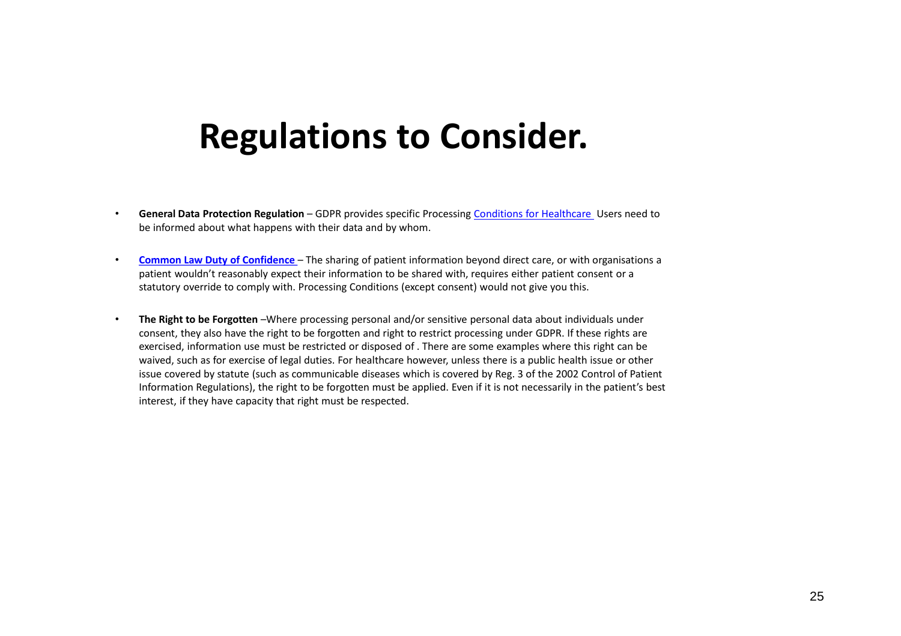# Regulations to Consider.

- **General Data Protection Regulation** – GDPR provides specific Processing Conditions for Healthcare Users need to be informed about what happens with their data and by whom.

- **Common Law Duty of Confidence** – The sharing of patient information beyond direct care, or with organisations a patient wouldn't reasonably expect their information to be shared with, requires either patient consent or a statutory override to comply with. Processing Conditions (except consent) would not give you this.

- **The Right to be Forgotten** –Where processing personal and/or sensitive personal data about individuals under consent, they also have the right to be forgotten and right to restrict processing under GDPR. If these rights are exercised, information use must be restricted or disposed of . There are some examples where this right can be waived, such as for exercise of legal duties. For healthcare however, unless there is a public health issue or other issue covered by statute (such as communicable diseases which is covered by Reg. 3 of the 2002 Control of Patient Information Regulations), the right to be forgotten must be applied. Even if it is not necessarily in the patient's best interest, if they have capacity that right must be respected.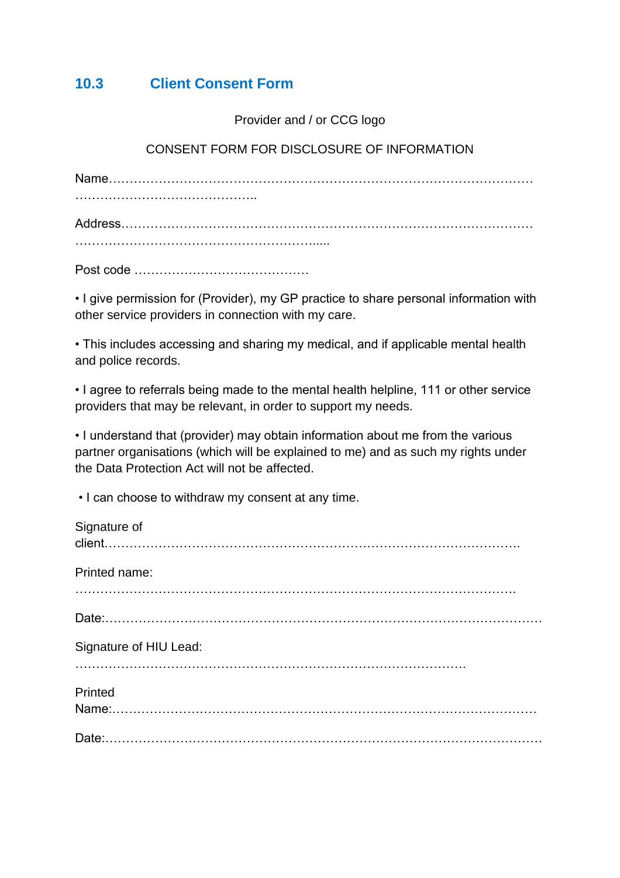## 10.3 Client Consent Form

Provider and / or CCG logo

CONSENT FORM FOR DISCLOSURE OF INFORMATION

Name……………………………………………………………………………………………………………………………………..

Address……………………………………………………………………………………………………………………………………..

Post code ……………………………………

• I give permission for (Provider), my GP practice to share personal information with other service providers in connection with my care.

• This includes accessing and sharing my medical, and if applicable mental health and police records.

• I agree to referrals being made to the mental health helpline, 111 or other service providers that may be relevant, in order to support my needs.

• I understand that (provider) may obtain information about me from the various partner organisations (which will be explained to me) and as such my rights under the Data Protection Act will not be affected.

• I can choose to withdraw my consent at any time.

Signature of client……………………………………………………………………………………….

Printed name: ……………………………………………………………………………………………….

Date:……………………………………………………………………………………………

Signature of HIU Lead:

………………………………………………………………………………….

Printed Name:………………………………………………………………………………………

Date:……………………………………………………………………………………………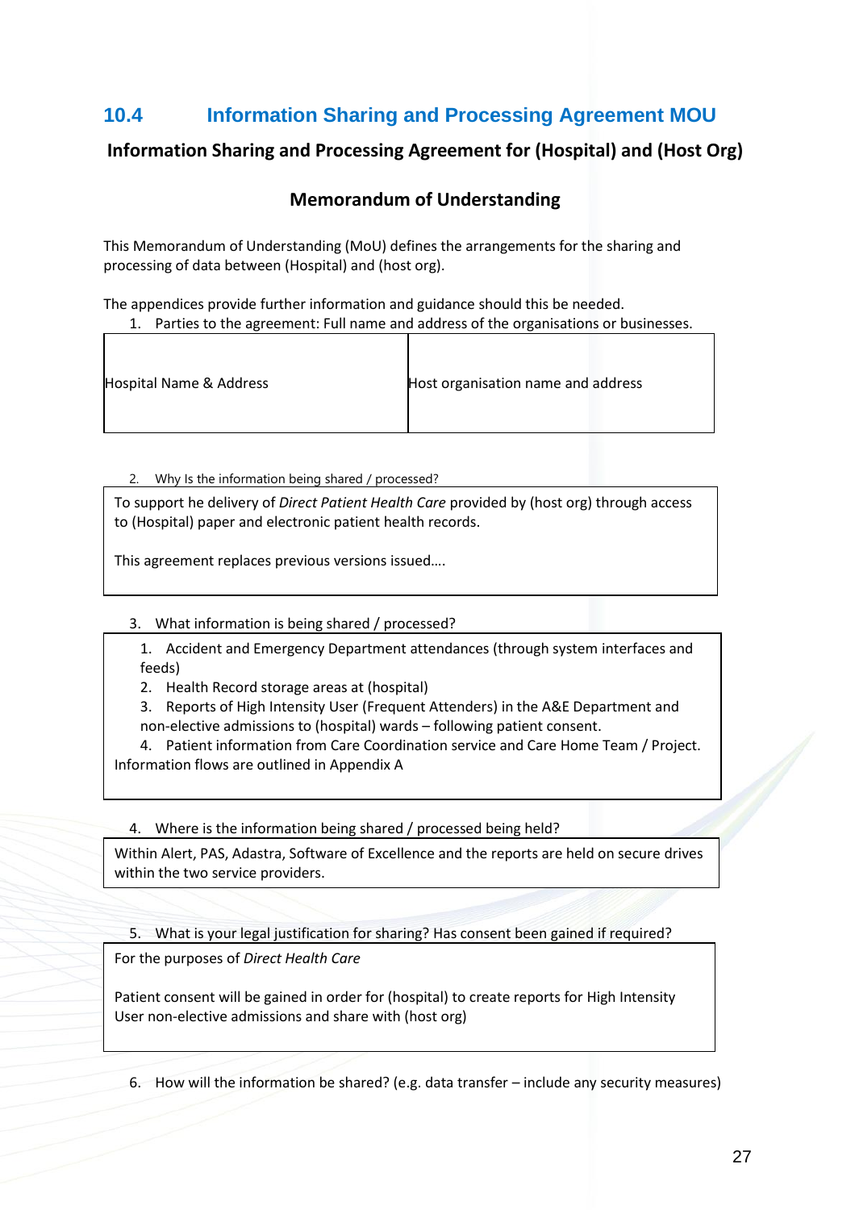## 10.4 Information Sharing and Processing Agreement MOU

**Information Sharing and Processing Agreement for (Hospital) and (Host Org)**

**Memorandum of Understanding**

This Memorandum of Understanding (MoU) defines the arrangements for the sharing and processing of data between (Hospital) and (host org).

The appendices provide further information and guidance should this be needed.

1. Parties to the agreement: Full name and address of the organisations or businesses.

| Hospital Name & Address | Host organisation name and address |
|---|---|

2. Why Is the information being shared / processed?

To support he delivery of *Direct Patient Health Care* provided by (host org) through access to (Hospital) paper and electronic patient health records.

This agreement replaces previous versions issued….

3. What information is being shared / processed?

   1. Accident and Emergency Department attendances (through system interfaces and feeds)
   2. Health Record storage areas at (hospital)
   3. Reports of High Intensity User (Frequent Attenders) in the A&E Department and non-elective admissions to (hospital) wards – following patient consent.
   4. Patient information from Care Coordination service and Care Home Team / Project.

   Information flows are outlined in Appendix A

4. Where is the information being shared / processed being held?

Within Alert, PAS, Adastra, Software of Excellence and the reports are held on secure drives within the two service providers.

5. What is your legal justification for sharing? Has consent been gained if required?

For the purposes of *Direct Health Care*

Patient consent will be gained in order for (hospital) to create reports for High Intensity User non-elective admissions and share with (host org)

6. How will the information be shared? (e.g. data transfer – include any security measures)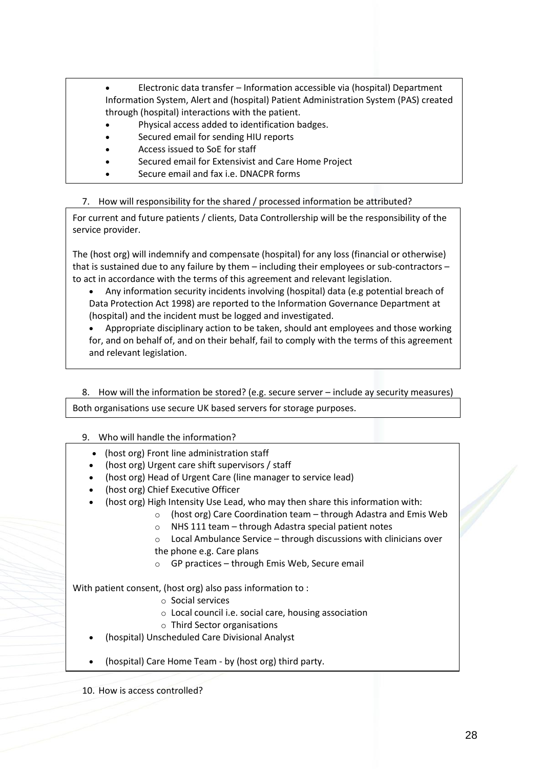- Electronic data transfer – Information accessible via (hospital) Department Information System, Alert and (hospital) Patient Administration System (PAS) created through (hospital) interactions with the patient.
- Physical access added to identification badges.
- Secured email for sending HIU reports
- Access issued to SoE for staff
- Secured email for Extensivist and Care Home Project
- Secure email and fax i.e. DNACPR forms

7. How will responsibility for the shared / processed information be attributed?

For current and future patients / clients, Data Controllership will be the responsibility of the service provider.

The (host org) will indemnify and compensate (hospital) for any loss (financial or otherwise) that is sustained due to any failure by them – including their employees or sub-contractors – to act in accordance with the terms of this agreement and relevant legislation.

- Any information security incidents involving (hospital) data (e.g potential breach of Data Protection Act 1998) are reported to the Information Governance Department at (hospital) and the incident must be logged and investigated.
- Appropriate disciplinary action to be taken, should ant employees and those working for, and on behalf of, and on their behalf, fail to comply with the terms of this agreement and relevant legislation.

8. How will the information be stored? (e.g. secure server – include ay security measures)

Both organisations use secure UK based servers for storage purposes.

9. Who will handle the information?

- (host org) Front line administration staff
- (host org) Urgent care shift supervisors / staff
- (host org) Head of Urgent Care (line manager to service lead)
- (host org) Chief Executive Officer
- (host org) High Intensity Use Lead, who may then share this information with:
  - (host org) Care Coordination team – through Adastra and Emis Web
  - NHS 111 team – through Adastra special patient notes
  - Local Ambulance Service – through discussions with clinicians over the phone e.g. Care plans
  - GP practices – through Emis Web, Secure email

With patient consent, (host org) also pass information to :

- Social services
- Local council i.e. social care, housing association
- Third Sector organisations

- (hospital) Unscheduled Care Divisional Analyst
- (hospital) Care Home Team - by (host org) third party.

10. How is access controlled?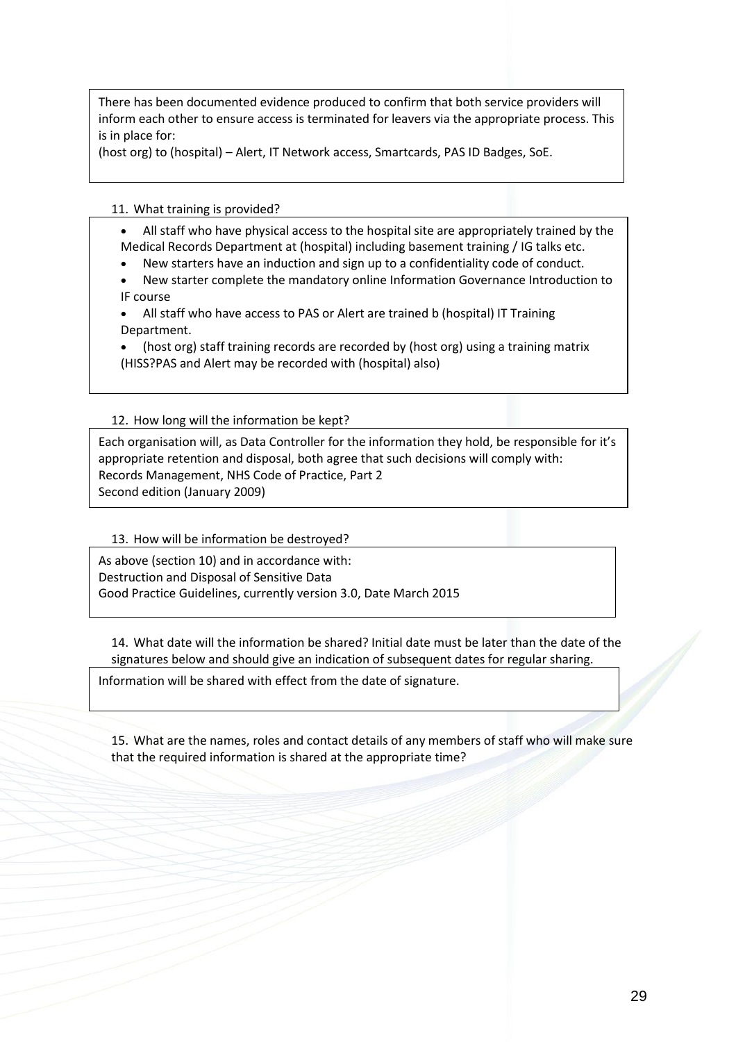There has been documented evidence produced to confirm that both service providers will inform each other to ensure access is terminated for leavers via the appropriate process. This is in place for:
(host org) to (hospital) – Alert, IT Network access, Smartcards, PAS ID Badges, SoE.

11. What training is provided?

- All staff who have physical access to the hospital site are appropriately trained by the Medical Records Department at (hospital) including basement training / IG talks etc.
- New starters have an induction and sign up to a confidentiality code of conduct.
- New starter complete the mandatory online Information Governance Introduction to IF course
- All staff who have access to PAS or Alert are trained b (hospital) IT Training Department.
- (host org) staff training records are recorded by (host org) using a training matrix (HISS?PAS and Alert may be recorded with (hospital) also)

12. How long will the information be kept?

Each organisation will, as Data Controller for the information they hold, be responsible for it's appropriate retention and disposal, both agree that such decisions will comply with:
Records Management, NHS Code of Practice, Part 2
Second edition (January 2009)

13. How will be information be destroyed?

As above (section 10) and in accordance with:
Destruction and Disposal of Sensitive Data
Good Practice Guidelines, currently version 3.0, Date March 2015

14. What date will the information be shared? Initial date must be later than the date of the signatures below and should give an indication of subsequent dates for regular sharing.

Information will be shared with effect from the date of signature.

15. What are the names, roles and contact details of any members of staff who will make sure that the required information is shared at the appropriate time?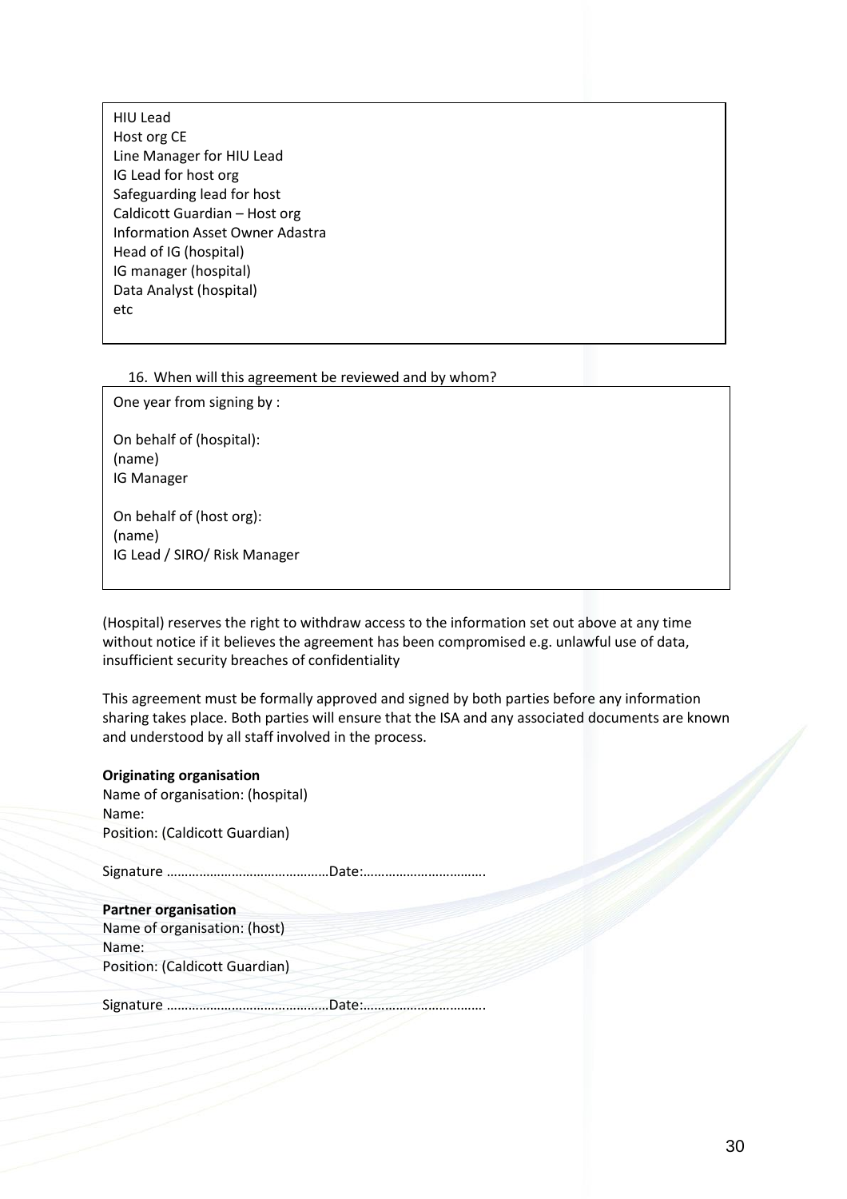HIU Lead
Host org CE
Line Manager for HIU Lead
IG Lead for host org
Safeguarding lead for host
Caldicott Guardian – Host org
Information Asset Owner Adastra
Head of IG (hospital)
IG manager (hospital)
Data Analyst (hospital)
etc

16. When will this agreement be reviewed and by whom?

One year from signing by :

On behalf of (hospital):
(name)
IG Manager

On behalf of (host org):
(name)
IG Lead / SIRO/ Risk Manager

(Hospital) reserves the right to withdraw access to the information set out above at any time without notice if it believes the agreement has been compromised e.g. unlawful use of data, insufficient security breaches of confidentiality

This agreement must be formally approved and signed by both parties before any information sharing takes place. Both parties will ensure that the ISA and any associated documents are known and understood by all staff involved in the process.

**Originating organisation**
Name of organisation: (hospital)
Name:
Position: (Caldicott Guardian)

Signature ……………………………………Date:…………………………….

**Partner organisation**
Name of organisation: (host)
Name:
Position: (Caldicott Guardian)

Signature ……………………………………Date:…………………………….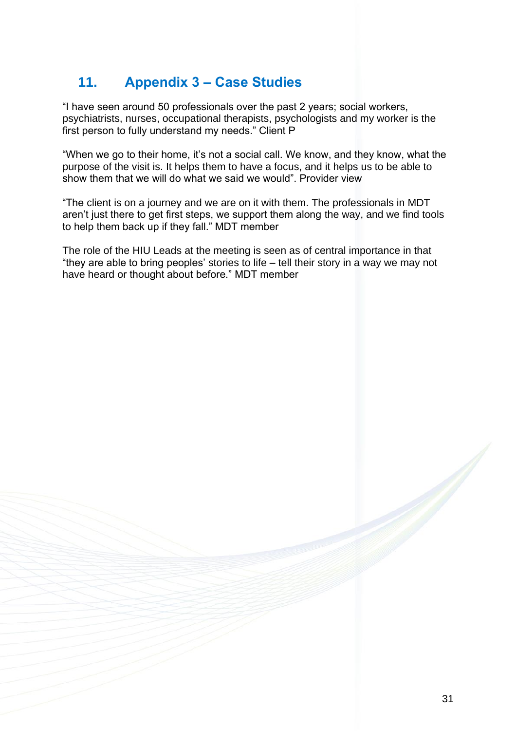## 11. Appendix 3 – Case Studies

"I have seen around 50 professionals over the past 2 years; social workers, psychiatrists, nurses, occupational therapists, psychologists and my worker is the first person to fully understand my needs." Client P

"When we go to their home, it's not a social call. We know, and they know, what the purpose of the visit is. It helps them to have a focus, and it helps us to be able to show them that we will do what we said we would". Provider view

"The client is on a journey and we are on it with them. The professionals in MDT aren't just there to get first steps, we support them along the way, and we find tools to help them back up if they fall." MDT member

The role of the HIU Leads at the meeting is seen as of central importance in that "they are able to bring peoples' stories to life – tell their story in a way we may not have heard or thought about before." MDT member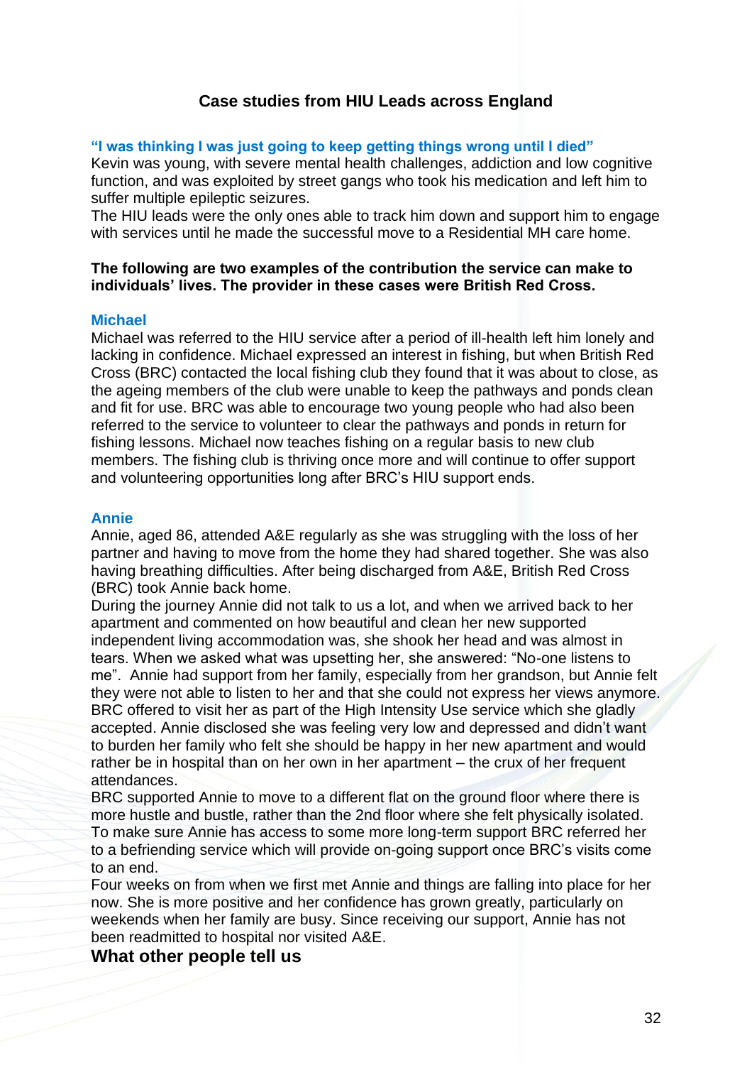## Case studies from HIU Leads across England

### "I was thinking I was just going to keep getting things wrong until I died"

Kevin was young, with severe mental health challenges, addiction and low cognitive function, and was exploited by street gangs who took his medication and left him to suffer multiple epileptic seizures.

The HIU leads were the only ones able to track him down and support him to engage with services until he made the successful move to a Residential MH care home.

**The following are two examples of the contribution the service can make to individuals' lives. The provider in these cases were British Red Cross.**

### Michael

Michael was referred to the HIU service after a period of ill-health left him lonely and lacking in confidence. Michael expressed an interest in fishing, but when British Red Cross (BRC) contacted the local fishing club they found that it was about to close, as the ageing members of the club were unable to keep the pathways and ponds clean and fit for use. BRC was able to encourage two young people who had also been referred to the service to volunteer to clear the pathways and ponds in return for fishing lessons. Michael now teaches fishing on a regular basis to new club members. The fishing club is thriving once more and will continue to offer support and volunteering opportunities long after BRC's HIU support ends.

### Annie

Annie, aged 86, attended A&E regularly as she was struggling with the loss of her partner and having to move from the home they had shared together. She was also having breathing difficulties. After being discharged from A&E, British Red Cross (BRC) took Annie back home.

During the journey Annie did not talk to us a lot, and when we arrived back to her apartment and commented on how beautiful and clean her new supported independent living accommodation was, she shook her head and was almost in tears. When we asked what was upsetting her, she answered: "No-one listens to me". Annie had support from her family, especially from her grandson, but Annie felt they were not able to listen to her and that she could not express her views anymore. BRC offered to visit her as part of the High Intensity Use service which she gladly accepted. Annie disclosed she was feeling very low and depressed and didn't want to burden her family who felt she should be happy in her new apartment and would rather be in hospital than on her own in her apartment – the crux of her frequent attendances.

BRC supported Annie to move to a different flat on the ground floor where there is more hustle and bustle, rather than the 2nd floor where she felt physically isolated. To make sure Annie has access to some more long-term support BRC referred her to a befriending service which will provide on-going support once BRC's visits come to an end.

Four weeks on from when we first met Annie and things are falling into place for her now. She is more positive and her confidence has grown greatly, particularly on weekends when her family are busy. Since receiving our support, Annie has not been readmitted to hospital nor visited A&E.

## What other people tell us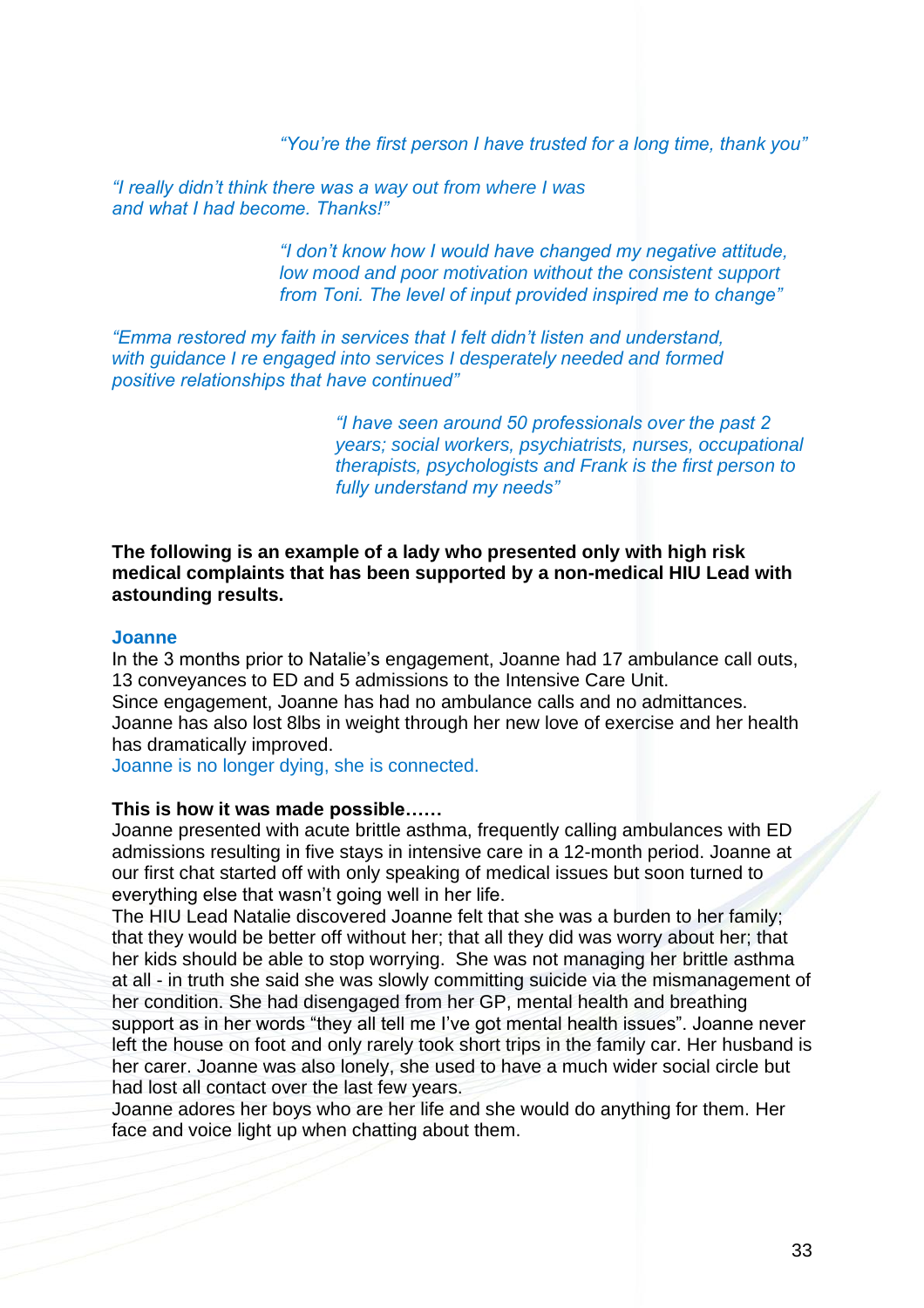*“You’re the first person I have trusted for a long time, thank you”*

*“I really didn’t think there was a way out from where I was and what I had become. Thanks!”*

*“I don’t know how I would have changed my negative attitude, low mood and poor motivation without the consistent support from Toni. The level of input provided inspired me to change”*

*“Emma restored my faith in services that I felt didn’t listen and understand, with guidance I re engaged into services I desperately needed and formed positive relationships that have continued”*

*“I have seen around 50 professionals over the past 2 years; social workers, psychiatrists, nurses, occupational therapists, psychologists and Frank is the first person to fully understand my needs”*

**The following is an example of a lady who presented only with high risk medical complaints that has been supported by a non-medical HIU Lead with astounding results.**

### Joanne

In the 3 months prior to Natalie’s engagement, Joanne had 17 ambulance call outs, 13 conveyances to ED and 5 admissions to the Intensive Care Unit.
Since engagement, Joanne has had no ambulance calls and no admittances.
Joanne has also lost 8lbs in weight through her new love of exercise and her health has dramatically improved.
Joanne is no longer dying, she is connected.

**This is how it was made possible……**
Joanne presented with acute brittle asthma, frequently calling ambulances with ED admissions resulting in five stays in intensive care in a 12-month period. Joanne at our first chat started off with only speaking of medical issues but soon turned to everything else that wasn’t going well in her life.
The HIU Lead Natalie discovered Joanne felt that she was a burden to her family; that they would be better off without her; that all they did was worry about her; that her kids should be able to stop worrying. She was not managing her brittle asthma at all - in truth she said she was slowly committing suicide via the mismanagement of her condition. She had disengaged from her GP, mental health and breathing support as in her words “they all tell me I’ve got mental health issues”. Joanne never left the house on foot and only rarely took short trips in the family car. Her husband is her carer. Joanne was also lonely, she used to have a much wider social circle but had lost all contact over the last few years.
Joanne adores her boys who are her life and she would do anything for them. Her face and voice light up when chatting about them.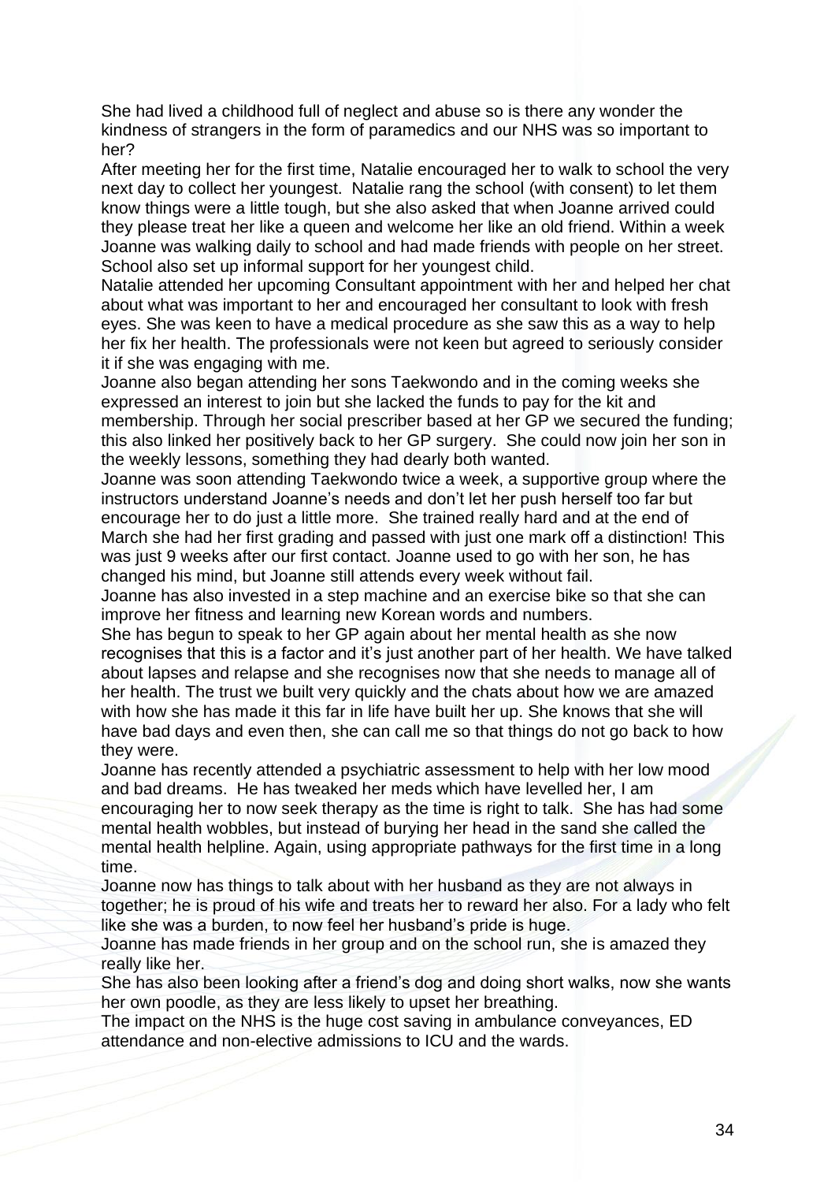She had lived a childhood full of neglect and abuse so is there any wonder the kindness of strangers in the form of paramedics and our NHS was so important to her?

After meeting her for the first time, Natalie encouraged her to walk to school the very next day to collect her youngest. Natalie rang the school (with consent) to let them know things were a little tough, but she also asked that when Joanne arrived could they please treat her like a queen and welcome her like an old friend. Within a week Joanne was walking daily to school and had made friends with people on her street. School also set up informal support for her youngest child.

Natalie attended her upcoming Consultant appointment with her and helped her chat about what was important to her and encouraged her consultant to look with fresh eyes. She was keen to have a medical procedure as she saw this as a way to help her fix her health. The professionals were not keen but agreed to seriously consider it if she was engaging with me.

Joanne also began attending her sons Taekwondo and in the coming weeks she expressed an interest to join but she lacked the funds to pay for the kit and membership. Through her social prescriber based at her GP we secured the funding; this also linked her positively back to her GP surgery. She could now join her son in the weekly lessons, something they had dearly both wanted.

Joanne was soon attending Taekwondo twice a week, a supportive group where the instructors understand Joanne's needs and don't let her push herself too far but encourage her to do just a little more. She trained really hard and at the end of March she had her first grading and passed with just one mark off a distinction! This was just 9 weeks after our first contact. Joanne used to go with her son, he has changed his mind, but Joanne still attends every week without fail.

Joanne has also invested in a step machine and an exercise bike so that she can improve her fitness and learning new Korean words and numbers.

She has begun to speak to her GP again about her mental health as she now recognises that this is a factor and it's just another part of her health. We have talked about lapses and relapse and she recognises now that she needs to manage all of her health. The trust we built very quickly and the chats about how we are amazed with how she has made it this far in life have built her up. She knows that she will have bad days and even then, she can call me so that things do not go back to how they were.

Joanne has recently attended a psychiatric assessment to help with her low mood and bad dreams. He has tweaked her meds which have levelled her, I am encouraging her to now seek therapy as the time is right to talk. She has had some mental health wobbles, but instead of burying her head in the sand she called the mental health helpline. Again, using appropriate pathways for the first time in a long time.

Joanne now has things to talk about with her husband as they are not always in together; he is proud of his wife and treats her to reward her also. For a lady who felt like she was a burden, to now feel her husband's pride is huge.

Joanne has made friends in her group and on the school run, she is amazed they really like her.

She has also been looking after a friend's dog and doing short walks, now she wants her own poodle, as they are less likely to upset her breathing.

The impact on the NHS is the huge cost saving in ambulance conveyances, ED attendance and non-elective admissions to ICU and the wards.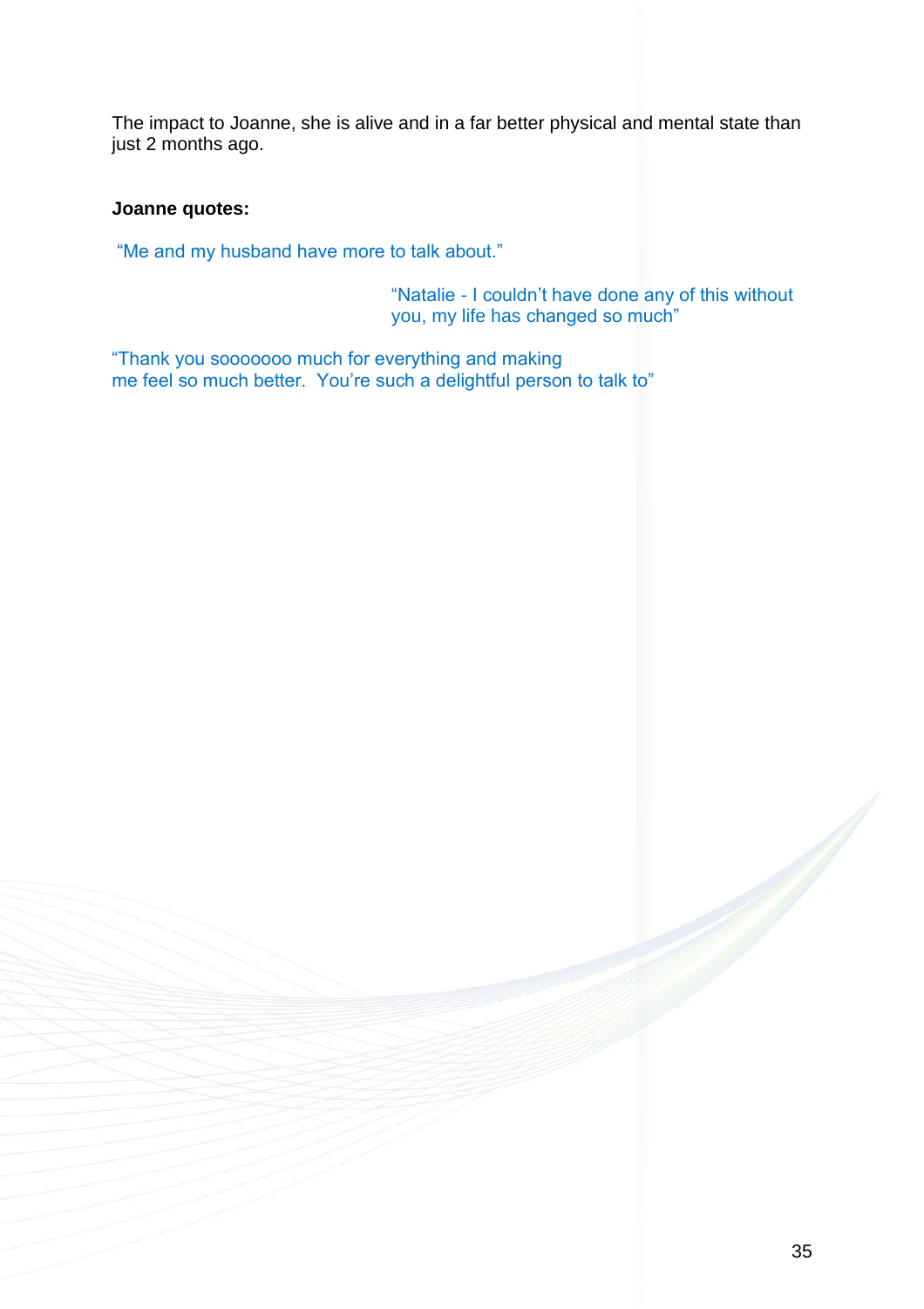The impact to Joanne, she is alive and in a far better physical and mental state than just 2 months ago.

**Joanne quotes:**

"Me and my husband have more to talk about."

"Natalie - I couldn't have done any of this without you, my life has changed so much"

"Thank you sooooooo much for everything and making me feel so much better. You're such a delightful person to talk to"